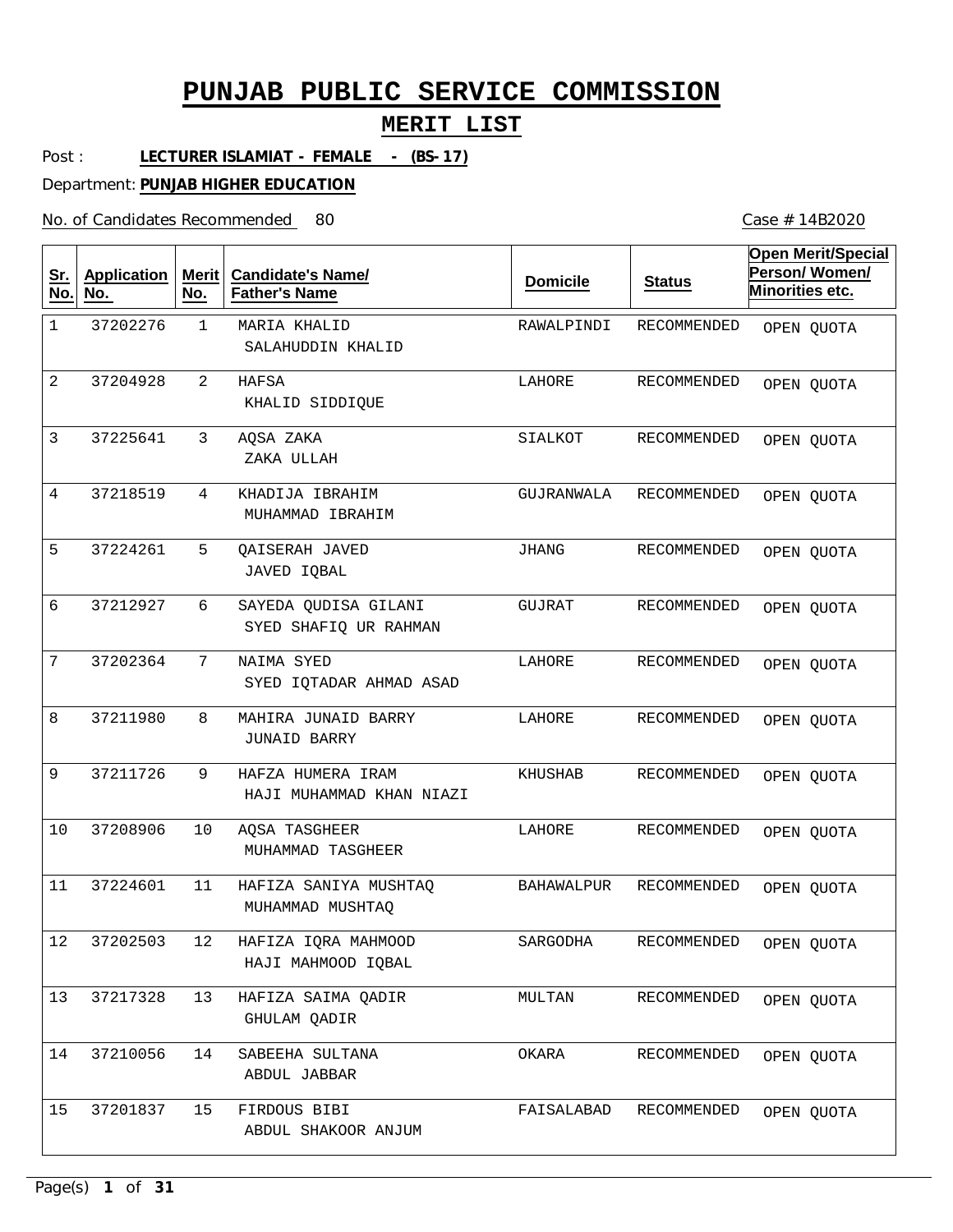# PUNJAB PUBLIC SERVICE COMMISSION

## MERIT LIST

Post : **LECTURER ISLAMIAT - FEMALE - (BS-17)**

Department: **PUNJAB HIGHER EDUCATION**

No. of Candidates Recommended 80

Case # 14B2020

| Sr. No. | Application No. | Merit No. | Candidate's Name/ Father's Name | Domicile | Status | Open Merit/Special Person/ Women/ Minorities etc. |
|---|---|---|---|---|---|---|
| 1 | 37202276 | 1 | MARIA KHALID<br>SALAHUDDIN KHALID | RAWALPINDI | RECOMMENDED | OPEN QUOTA |
| 2 | 37204928 | 2 | HAFSA<br>KHALID SIDDIQUE | LAHORE | RECOMMENDED | OPEN QUOTA |
| 3 | 37225641 | 3 | AQSA ZAKA<br>ZAKA ULLAH | SIALKOT | RECOMMENDED | OPEN QUOTA |
| 4 | 37218519 | 4 | KHADIJA IBRAHIM<br>MUHAMMAD IBRAHIM | GUJRANWALA | RECOMMENDED | OPEN QUOTA |
| 5 | 37224261 | 5 | QAISERAH JAVED<br>JAVED IQBAL | JHANG | RECOMMENDED | OPEN QUOTA |
| 6 | 37212927 | 6 | SAYEDA QUDISA GILANI<br>SYED SHAFIQ UR RAHMAN | GUJRAT | RECOMMENDED | OPEN QUOTA |
| 7 | 37202364 | 7 | NAIMA SYED<br>SYED IQTADAR AHMAD ASAD | LAHORE | RECOMMENDED | OPEN QUOTA |
| 8 | 37211980 | 8 | MAHIRA JUNAID BARRY<br>JUNAID BARRY | LAHORE | RECOMMENDED | OPEN QUOTA |
| 9 | 37211726 | 9 | HAFZA HUMERA IRAM<br>HAJI MUHAMMAD KHAN NIAZI | KHUSHAB | RECOMMENDED | OPEN QUOTA |
| 10 | 37208906 | 10 | AQSA TASGHEER<br>MUHAMMAD TASGHEER | LAHORE | RECOMMENDED | OPEN QUOTA |
| 11 | 37224601 | 11 | HAFIZA SANIYA MUSHTAQ<br>MUHAMMAD MUSHTAQ | BAHAWALPUR | RECOMMENDED | OPEN QUOTA |
| 12 | 37202503 | 12 | HAFIZA IQRA MAHMOOD<br>HAJI MAHMOOD IQBAL | SARGODHA | RECOMMENDED | OPEN QUOTA |
| 13 | 37217328 | 13 | HAFIZA SAIMA QADIR<br>GHULAM QADIR | MULTAN | RECOMMENDED | OPEN QUOTA |
| 14 | 37210056 | 14 | SABEEHA SULTANA<br>ABDUL JABBAR | OKARA | RECOMMENDED | OPEN QUOTA |
| 15 | 37201837 | 15 | FIRDOUS BIBI<br>ABDUL SHAKOOR ANJUM | FAISALABAD | RECOMMENDED | OPEN QUOTA |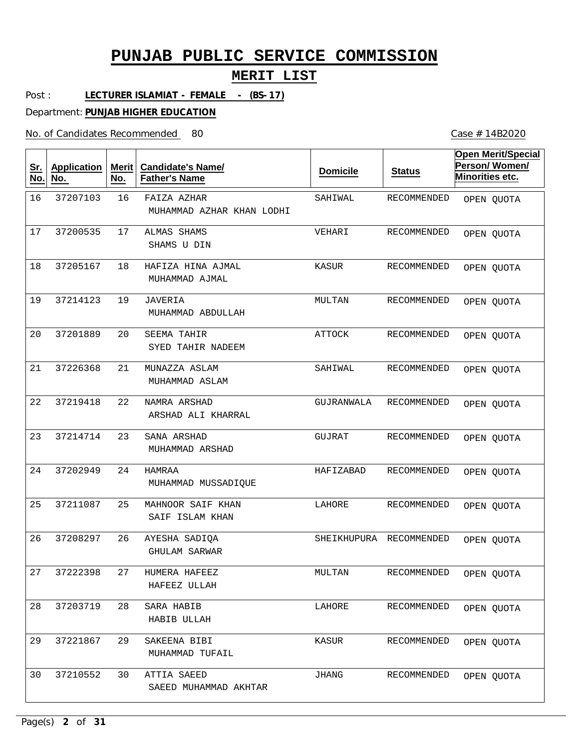# PUNJAB PUBLIC SERVICE COMMISSION

## MERIT LIST

Post : **LECTURER ISLAMIAT - FEMALE - (BS-17)**

Department: **PUNJAB HIGHER EDUCATION**

No. of Candidates Recommended 80

Case # 14B2020

| Sr. No. | Application No. | Merit No. | Candidate's Name/ Father's Name | Domicile | Status | Open Merit/Special Person/ Women/ Minorities etc. |
|---|---|---|---|---|---|---|
| 16 | 37207103 | 16 | FAIZA AZHAR<br>MUHAMMAD AZHAR KHAN LODHI | SAHIWAL | RECOMMENDED | OPEN QUOTA |
| 17 | 37200535 | 17 | ALMAS SHAMS<br>SHAMS U DIN | VEHARI | RECOMMENDED | OPEN QUOTA |
| 18 | 37205167 | 18 | HAFIZA HINA AJMAL<br>MUHAMMAD AJMAL | KASUR | RECOMMENDED | OPEN QUOTA |
| 19 | 37214123 | 19 | JAVERIA<br>MUHAMMAD ABDULLAH | MULTAN | RECOMMENDED | OPEN QUOTA |
| 20 | 37201889 | 20 | SEEMA TAHIR<br>SYED TAHIR NADEEM | ATTOCK | RECOMMENDED | OPEN QUOTA |
| 21 | 37226368 | 21 | MUNAZZA ASLAM<br>MUHAMMAD ASLAM | SAHIWAL | RECOMMENDED | OPEN QUOTA |
| 22 | 37219418 | 22 | NAMRA ARSHAD<br>ARSHAD ALI KHARRAL | GUJRANWALA | RECOMMENDED | OPEN QUOTA |
| 23 | 37214714 | 23 | SANA ARSHAD<br>MUHAMMAD ARSHAD | GUJRAT | RECOMMENDED | OPEN QUOTA |
| 24 | 37202949 | 24 | HAMRAA<br>MUHAMMAD MUSSADIQUE | HAFIZABAD | RECOMMENDED | OPEN QUOTA |
| 25 | 37211087 | 25 | MAHNOOR SAIF KHAN<br>SAIF ISLAM KHAN | LAHORE | RECOMMENDED | OPEN QUOTA |
| 26 | 37208297 | 26 | AYESHA SADIQA<br>GHULAM SARWAR | SHEIKHUPURA | RECOMMENDED | OPEN QUOTA |
| 27 | 37222398 | 27 | HUMERA HAFEEZ<br>HAFEEZ ULLAH | MULTAN | RECOMMENDED | OPEN QUOTA |
| 28 | 37203719 | 28 | SARA HABIB<br>HABIB ULLAH | LAHORE | RECOMMENDED | OPEN QUOTA |
| 29 | 37221867 | 29 | SAKEENA BIBI<br>MUHAMMAD TUFAIL | KASUR | RECOMMENDED | OPEN QUOTA |
| 30 | 37210552 | 30 | ATTIA SAEED<br>SAEED MUHAMMAD AKHTAR | JHANG | RECOMMENDED | OPEN QUOTA |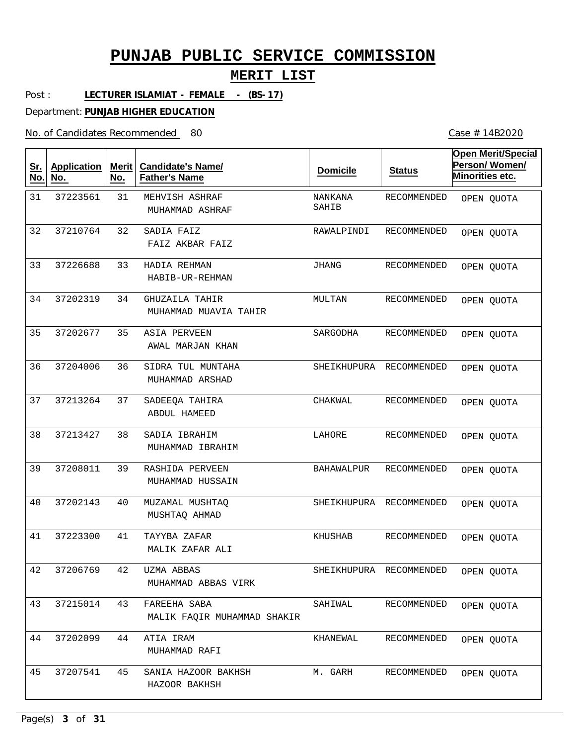# PUNJAB PUBLIC SERVICE COMMISSION

## MERIT LIST

Post : **LECTURER ISLAMIAT - FEMALE - (BS-17)**

Department: **PUNJAB HIGHER EDUCATION**

No. of Candidates Recommended 80

Case # 14B2020

| Sr. No. | Application No. | Merit No. | Candidate's Name/ Father's Name | Domicile | Status | Open Merit/Special Person/ Women/ Minorities etc. |
|---|---|---|---|---|---|---|
| 31 | 37223561 | 31 | MEHVISH ASHRAF<br>MUHAMMAD ASHRAF | NANKANA SAHIB | RECOMMENDED | OPEN QUOTA |
| 32 | 37210764 | 32 | SADIA FAIZ<br>FAIZ AKBAR FAIZ | RAWALPINDI | RECOMMENDED | OPEN QUOTA |
| 33 | 37226688 | 33 | HADIA REHMAN<br>HABIB-UR-REHMAN | JHANG | RECOMMENDED | OPEN QUOTA |
| 34 | 37202319 | 34 | GHUZAILA TAHIR<br>MUHAMMAD MUAVIA TAHIR | MULTAN | RECOMMENDED | OPEN QUOTA |
| 35 | 37202677 | 35 | ASIA PERVEEN<br>AWAL MARJAN KHAN | SARGODHA | RECOMMENDED | OPEN QUOTA |
| 36 | 37204006 | 36 | SIDRA TUL MUNTAHA<br>MUHAMMAD ARSHAD | SHEIKHUPURA | RECOMMENDED | OPEN QUOTA |
| 37 | 37213264 | 37 | SADEEQA TAHIRA<br>ABDUL HAMEED | CHAKWAL | RECOMMENDED | OPEN QUOTA |
| 38 | 37213427 | 38 | SADIA IBRAHIM<br>MUHAMMAD IBRAHIM | LAHORE | RECOMMENDED | OPEN QUOTA |
| 39 | 37208011 | 39 | RASHIDA PERVEEN<br>MUHAMMAD HUSSAIN | BAHAWALPUR | RECOMMENDED | OPEN QUOTA |
| 40 | 37202143 | 40 | MUZAMAL MUSHTAQ<br>MUSHTAQ AHMAD | SHEIKHUPURA | RECOMMENDED | OPEN QUOTA |
| 41 | 37223300 | 41 | TAYYBA ZAFAR<br>MALIK ZAFAR ALI | KHUSHAB | RECOMMENDED | OPEN QUOTA |
| 42 | 37206769 | 42 | UZMA ABBAS<br>MUHAMMAD ABBAS VIRK | SHEIKHUPURA | RECOMMENDED | OPEN QUOTA |
| 43 | 37215014 | 43 | FAREEHA SABA<br>MALIK FAQIR MUHAMMAD SHAKIR | SAHIWAL | RECOMMENDED | OPEN QUOTA |
| 44 | 37202099 | 44 | ATIA IRAM<br>MUHAMMAD RAFI | KHANEWAL | RECOMMENDED | OPEN QUOTA |
| 45 | 37207541 | 45 | SANIA HAZOOR BAKHSH<br>HAZOOR BAKHSH | M. GARH | RECOMMENDED | OPEN QUOTA |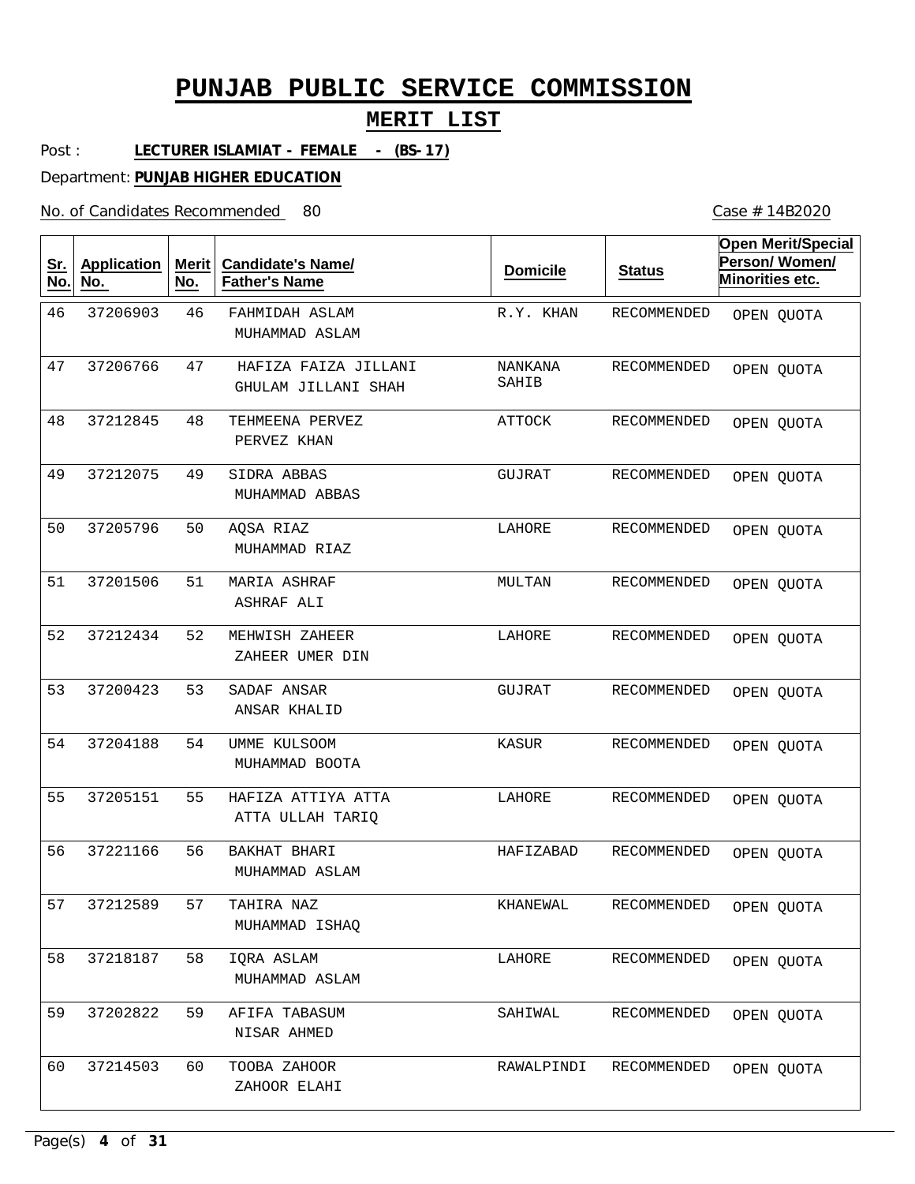# PUNJAB PUBLIC SERVICE COMMISSION

## MERIT LIST

Post : **LECTURER ISLAMIAT - FEMALE - (BS-17)**

Department: **PUNJAB HIGHER EDUCATION**

No. of Candidates Recommended 80

Case # 14B2020

| Sr. No. | Application No. | Merit No. | Candidate's Name/ Father's Name | Domicile | Status | Open Merit/Special Person/ Women/ Minorities etc. |
|---|---|---|---|---|---|---|
| 46 | 37206903 | 46 | FAHMIDAH ASLAM<br>MUHAMMAD ASLAM | R.Y. KHAN | RECOMMENDED | OPEN QUOTA |
| 47 | 37206766 | 47 | HAFIZA FAIZA JILLANI<br>GHULAM JILLANI SHAH | NANKANA SAHIB | RECOMMENDED | OPEN QUOTA |
| 48 | 37212845 | 48 | TEHMEENA PERVEZ<br>PERVEZ KHAN | ATTOCK | RECOMMENDED | OPEN QUOTA |
| 49 | 37212075 | 49 | SIDRA ABBAS<br>MUHAMMAD ABBAS | GUJRAT | RECOMMENDED | OPEN QUOTA |
| 50 | 37205796 | 50 | AQSA RIAZ<br>MUHAMMAD RIAZ | LAHORE | RECOMMENDED | OPEN QUOTA |
| 51 | 37201506 | 51 | MARIA ASHRAF<br>ASHRAF ALI | MULTAN | RECOMMENDED | OPEN QUOTA |
| 52 | 37212434 | 52 | MEHWISH ZAHEER<br>ZAHEER UMER DIN | LAHORE | RECOMMENDED | OPEN QUOTA |
| 53 | 37200423 | 53 | SADAF ANSAR<br>ANSAR KHALID | GUJRAT | RECOMMENDED | OPEN QUOTA |
| 54 | 37204188 | 54 | UMME KULSOOM<br>MUHAMMAD BOOTA | KASUR | RECOMMENDED | OPEN QUOTA |
| 55 | 37205151 | 55 | HAFIZA ATTIYA ATTA<br>ATTA ULLAH TARIQ | LAHORE | RECOMMENDED | OPEN QUOTA |
| 56 | 37221166 | 56 | BAKHAT BHARI<br>MUHAMMAD ASLAM | HAFIZABAD | RECOMMENDED | OPEN QUOTA |
| 57 | 37212589 | 57 | TAHIRA NAZ<br>MUHAMMAD ISHAQ | KHANEWAL | RECOMMENDED | OPEN QUOTA |
| 58 | 37218187 | 58 | IQRA ASLAM<br>MUHAMMAD ASLAM | LAHORE | RECOMMENDED | OPEN QUOTA |
| 59 | 37202822 | 59 | AFIFA TABASUM<br>NISAR AHMED | SAHIWAL | RECOMMENDED | OPEN QUOTA |
| 60 | 37214503 | 60 | TOOBA ZAHOOR<br>ZAHOOR ELAHI | RAWALPINDI | RECOMMENDED | OPEN QUOTA |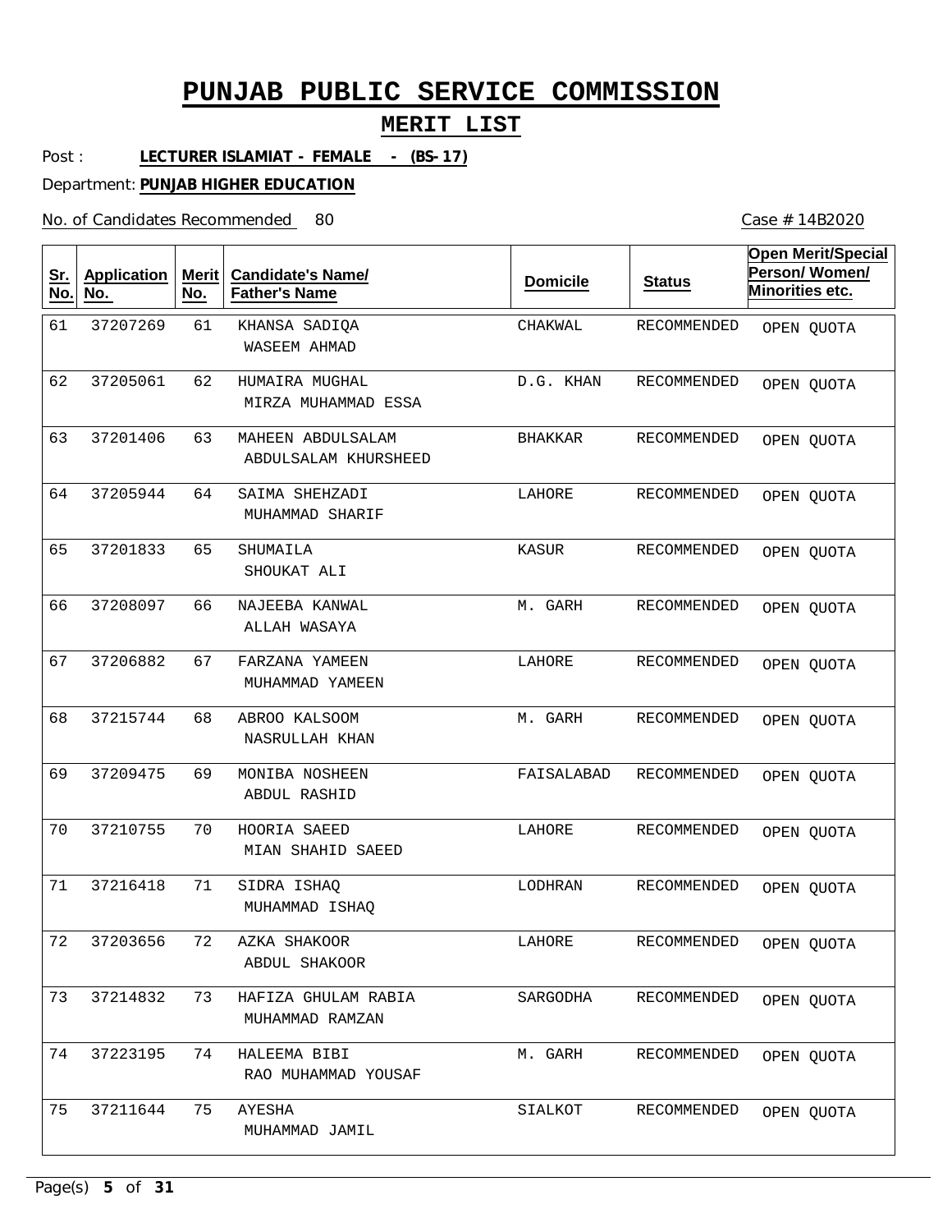# PUNJAB PUBLIC SERVICE COMMISSION

## MERIT LIST

Post : **LECTURER ISLAMIAT - FEMALE - (BS-17)**

Department: **PUNJAB HIGHER EDUCATION**

No. of Candidates Recommended 80

Case # 14B2020

| Sr. No. | Application No. | Merit No. | Candidate's Name/ Father's Name | Domicile | Status | Open Merit/Special Person/ Women/ Minorities etc. |
|---|---|---|---|---|---|---|
| 61 | 37207269 | 61 | KHANSA SADIQA<br>WASEEM AHMAD | CHAKWAL | RECOMMENDED | OPEN QUOTA |
| 62 | 37205061 | 62 | HUMAIRA MUGHAL<br>MIRZA MUHAMMAD ESSA | D.G. KHAN | RECOMMENDED | OPEN QUOTA |
| 63 | 37201406 | 63 | MAHEEN ABDULSALAM<br>ABDULSALAM KHURSHEED | BHAKKAR | RECOMMENDED | OPEN QUOTA |
| 64 | 37205944 | 64 | SAIMA SHEHZADI<br>MUHAMMAD SHARIF | LAHORE | RECOMMENDED | OPEN QUOTA |
| 65 | 37201833 | 65 | SHUMAILA<br>SHOUKAT ALI | KASUR | RECOMMENDED | OPEN QUOTA |
| 66 | 37208097 | 66 | NAJEEBA KANWAL<br>ALLAH WASAYA | M. GARH | RECOMMENDED | OPEN QUOTA |
| 67 | 37206882 | 67 | FARZANA YAMEEN<br>MUHAMMAD YAMEEN | LAHORE | RECOMMENDED | OPEN QUOTA |
| 68 | 37215744 | 68 | ABROO KALSOOM<br>NASRULLAH KHAN | M. GARH | RECOMMENDED | OPEN QUOTA |
| 69 | 37209475 | 69 | MONIBA NOSHEEN<br>ABDUL RASHID | FAISALABAD | RECOMMENDED | OPEN QUOTA |
| 70 | 37210755 | 70 | HOORIA SAEED<br>MIAN SHAHID SAEED | LAHORE | RECOMMENDED | OPEN QUOTA |
| 71 | 37216418 | 71 | SIDRA ISHAQ<br>MUHAMMAD ISHAQ | LODHRAN | RECOMMENDED | OPEN QUOTA |
| 72 | 37203656 | 72 | AZKA SHAKOOR<br>ABDUL SHAKOOR | LAHORE | RECOMMENDED | OPEN QUOTA |
| 73 | 37214832 | 73 | HAFIZA GHULAM RABIA<br>MUHAMMAD RAMZAN | SARGODHA | RECOMMENDED | OPEN QUOTA |
| 74 | 37223195 | 74 | HALEEMA BIBI<br>RAO MUHAMMAD YOUSAF | M. GARH | RECOMMENDED | OPEN QUOTA |
| 75 | 37211644 | 75 | AYESHA<br>MUHAMMAD JAMIL | SIALKOT | RECOMMENDED | OPEN QUOTA |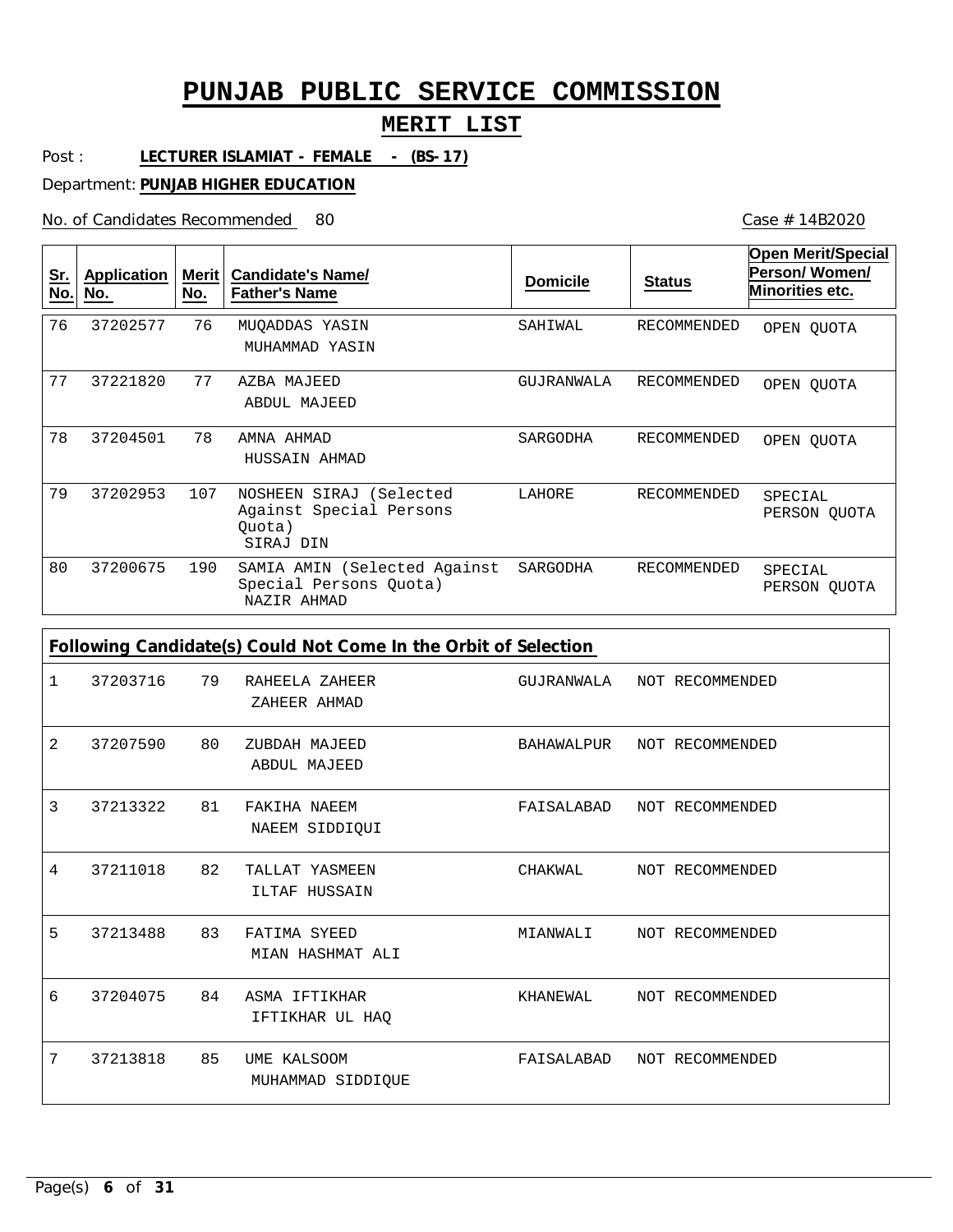# PUNJAB PUBLIC SERVICE COMMISSION

## MERIT LIST

Post : **LECTURER ISLAMIAT - FEMALE - (BS-17)**

Department: **PUNJAB HIGHER EDUCATION**

No. of Candidates Recommended 80

Case # 14B2020

| Sr. No. | Application No. | Merit No. | Candidate's Name/ Father's Name | Domicile | Status | Open Merit/Special Person/ Women/ Minorities etc. |
|---|---|---|---|---|---|---|
| 76 | 37202577 | 76 | MUQADDAS YASIN<br>MUHAMMAD YASIN | SAHIWAL | RECOMMENDED | OPEN QUOTA |
| 77 | 37221820 | 77 | AZBA MAJEED<br>ABDUL MAJEED | GUJRANWALA | RECOMMENDED | OPEN QUOTA |
| 78 | 37204501 | 78 | AMNA AHMAD<br>HUSSAIN AHMAD | SARGODHA | RECOMMENDED | OPEN QUOTA |
| 79 | 37202953 | 107 | NOSHEEN SIRAJ (Selected Against Special Persons Quota)<br>SIRAJ DIN | LAHORE | RECOMMENDED | SPECIAL PERSON QUOTA |
| 80 | 37200675 | 190 | SAMIA AMIN (Selected Against Special Persons Quota)<br>NAZIR AHMAD | SARGODHA | RECOMMENDED | SPECIAL PERSON QUOTA |

**Following Candidate(s) Could Not Come In the Orbit of Selection**

| Sr. No. | Application No. | Merit No. | Candidate's Name/ Father's Name | Domicile | Status |
|---|---|---|---|---|---|
| 1 | 37203716 | 79 | RAHEELA ZAHEER<br>ZAHEER AHMAD | GUJRANWALA | NOT RECOMMENDED |
| 2 | 37207590 | 80 | ZUBDAH MAJEED<br>ABDUL MAJEED | BAHAWALPUR | NOT RECOMMENDED |
| 3 | 37213322 | 81 | FAKIHA NAEEM<br>NAEEM SIDDIQUI | FAISALABAD | NOT RECOMMENDED |
| 4 | 37211018 | 82 | TALLAT YASMEEN<br>ILTAF HUSSAIN | CHAKWAL | NOT RECOMMENDED |
| 5 | 37213488 | 83 | FATIMA SYEED<br>MIAN HASHMAT ALI | MIANWALI | NOT RECOMMENDED |
| 6 | 37204075 | 84 | ASMA IFTIKHAR<br>IFTIKHAR UL HAQ | KHANEWAL | NOT RECOMMENDED |
| 7 | 37213818 | 85 | UME KALSOOM<br>MUHAMMAD SIDDIQUE | FAISALABAD | NOT RECOMMENDED |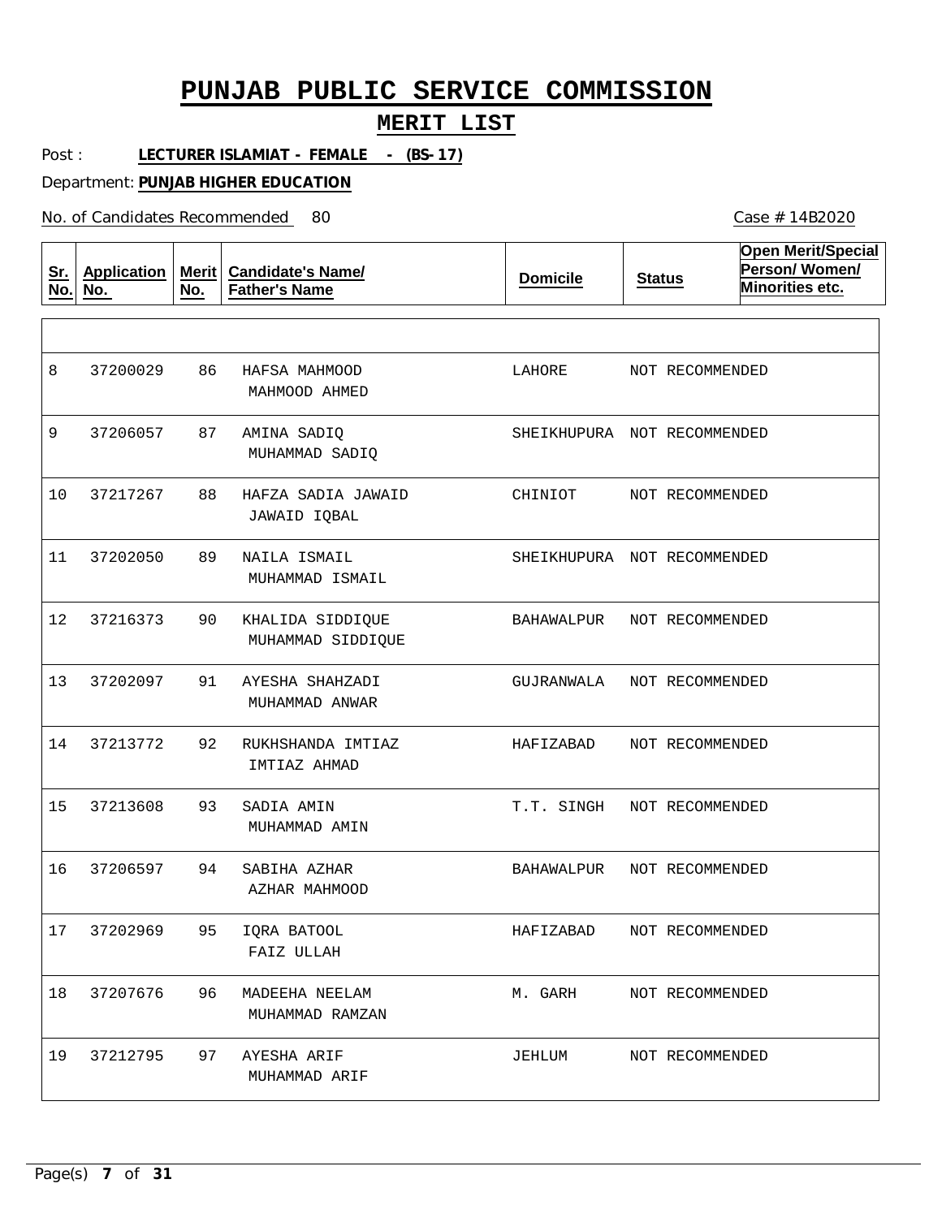# PUNJAB PUBLIC SERVICE COMMISSION

## MERIT LIST

Post : **LECTURER ISLAMIAT - FEMALE - (BS-17)**

Department: **PUNJAB HIGHER EDUCATION**

No. of Candidates Recommended 80

Case # 14B2020

| Sr. No. | Application No. | Merit No. | Candidate's Name/ Father's Name | Domicile | Status | Open Merit/Special Person/ Women/ Minorities etc. |
|---|---|---|---|---|---|---|
| 8 | 37200029 | 86 | HAFSA MAHMOOD<br>MAHMOOD AHMED | LAHORE | NOT RECOMMENDED | |
| 9 | 37206057 | 87 | AMINA SADIQ<br>MUHAMMAD SADIQ | SHEIKHUPURA | NOT RECOMMENDED | |
| 10 | 37217267 | 88 | HAFZA SADIA JAWAID<br>JAWAID IQBAL | CHINIOT | NOT RECOMMENDED | |
| 11 | 37202050 | 89 | NAILA ISMAIL<br>MUHAMMAD ISMAIL | SHEIKHUPURA | NOT RECOMMENDED | |
| 12 | 37216373 | 90 | KHALIDA SIDDIQUE<br>MUHAMMAD SIDDIQUE | BAHAWALPUR | NOT RECOMMENDED | |
| 13 | 37202097 | 91 | AYESHA SHAHZADI<br>MUHAMMAD ANWAR | GUJRANWALA | NOT RECOMMENDED | |
| 14 | 37213772 | 92 | RUKHSHANDA IMTIAZ<br>IMTIAZ AHMAD | HAFIZABAD | NOT RECOMMENDED | |
| 15 | 37213608 | 93 | SADIA AMIN<br>MUHAMMAD AMIN | T.T. SINGH | NOT RECOMMENDED | |
| 16 | 37206597 | 94 | SABIHA AZHAR<br>AZHAR MAHMOOD | BAHAWALPUR | NOT RECOMMENDED | |
| 17 | 37202969 | 95 | IQRA BATOOL<br>FAIZ ULLAH | HAFIZABAD | NOT RECOMMENDED | |
| 18 | 37207676 | 96 | MADEEHA NEELAM<br>MUHAMMAD RAMZAN | M. GARH | NOT RECOMMENDED | |
| 19 | 37212795 | 97 | AYESHA ARIF<br>MUHAMMAD ARIF | JEHLUM | NOT RECOMMENDED | |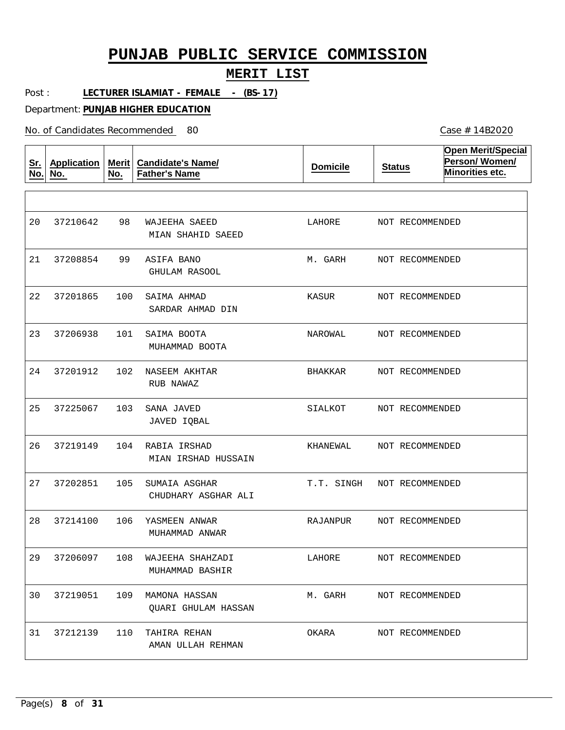# PUNJAB PUBLIC SERVICE COMMISSION

## MERIT LIST

Post : **LECTURER ISLAMIAT - FEMALE - (BS-17)**

Department: **PUNJAB HIGHER EDUCATION**

No. of Candidates Recommended 80

Case # 14B2020

| Sr. No. | Application No. | Merit No. | Candidate's Name/ Father's Name | Domicile | Status | Open Merit/Special Person/ Women/ Minorities etc. |
|---|---|---|---|---|---|---|
| 20 | 37210642 | 98 | WAJEEHA SAEED<br>MIAN SHAHID SAEED | LAHORE | NOT RECOMMENDED | |
| 21 | 37208854 | 99 | ASIFA BANO<br>GHULAM RASOOL | M. GARH | NOT RECOMMENDED | |
| 22 | 37201865 | 100 | SAIMA AHMAD<br>SARDAR AHMAD DIN | KASUR | NOT RECOMMENDED | |
| 23 | 37206938 | 101 | SAIMA BOOTA<br>MUHAMMAD BOOTA | NAROWAL | NOT RECOMMENDED | |
| 24 | 37201912 | 102 | NASEEM AKHTAR<br>RUB NAWAZ | BHAKKAR | NOT RECOMMENDED | |
| 25 | 37225067 | 103 | SANA JAVED<br>JAVED IQBAL | SIALKOT | NOT RECOMMENDED | |
| 26 | 37219149 | 104 | RABIA IRSHAD<br>MIAN IRSHAD HUSSAIN | KHANEWAL | NOT RECOMMENDED | |
| 27 | 37202851 | 105 | SUMAIA ASGHAR<br>CHUDHARY ASGHAR ALI | T.T. SINGH | NOT RECOMMENDED | |
| 28 | 37214100 | 106 | YASMEEN ANWAR<br>MUHAMMAD ANWAR | RAJANPUR | NOT RECOMMENDED | |
| 29 | 37206097 | 108 | WAJEEHA SHAHZADI<br>MUHAMMAD BASHIR | LAHORE | NOT RECOMMENDED | |
| 30 | 37219051 | 109 | MAMONA HASSAN<br>QUARI GHULAM HASSAN | M. GARH | NOT RECOMMENDED | |
| 31 | 37212139 | 110 | TAHIRA REHAN<br>AMAN ULLAH REHMAN | OKARA | NOT RECOMMENDED | |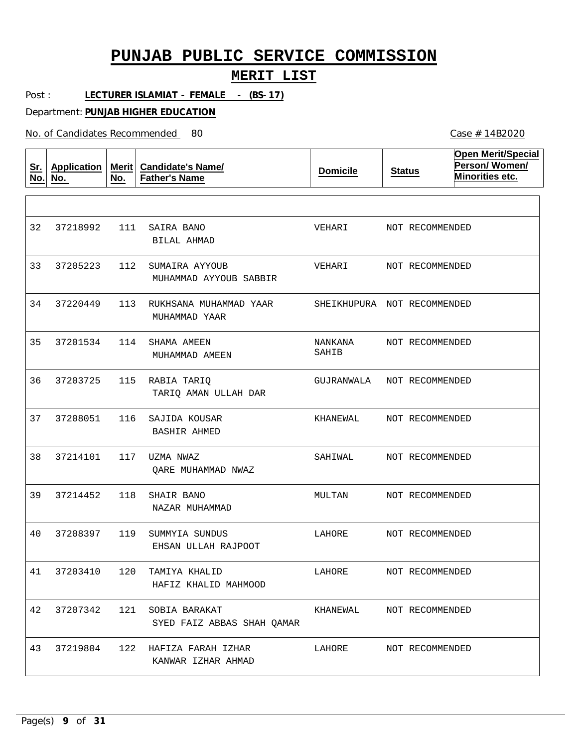# PUNJAB PUBLIC SERVICE COMMISSION

## MERIT LIST

Post : **LECTURER ISLAMIAT - FEMALE - (BS-17)**

Department: **PUNJAB HIGHER EDUCATION**

No. of Candidates Recommended 80

Case # 14B2020

| Sr. No. | Application No. | Merit No. | Candidate's Name/ Father's Name | Domicile | Status | Open Merit/Special Person/ Women/ Minorities etc. |
|---|---|---|---|---|---|---|
| 32 | 37218992 | 111 | SAIRA BANO<br>BILAL AHMAD | VEHARI | NOT RECOMMENDED | |
| 33 | 37205223 | 112 | SUMAIRA AYYOUB<br>MUHAMMAD AYYOUB SABBIR | VEHARI | NOT RECOMMENDED | |
| 34 | 37220449 | 113 | RUKHSANA MUHAMMAD YAAR<br>MUHAMMAD YAAR | SHEIKHUPURA | NOT RECOMMENDED | |
| 35 | 37201534 | 114 | SHAMA AMEEN<br>MUHAMMAD AMEEN | NANKANA SAHIB | NOT RECOMMENDED | |
| 36 | 37203725 | 115 | RABIA TARIQ<br>TARIQ AMAN ULLAH DAR | GUJRANWALA | NOT RECOMMENDED | |
| 37 | 37208051 | 116 | SAJIDA KOUSAR<br>BASHIR AHMED | KHANEWAL | NOT RECOMMENDED | |
| 38 | 37214101 | 117 | UZMA NWAZ<br>QARE MUHAMMAD NWAZ | SAHIWAL | NOT RECOMMENDED | |
| 39 | 37214452 | 118 | SHAIR BANO<br>NAZAR MUHAMMAD | MULTAN | NOT RECOMMENDED | |
| 40 | 37208397 | 119 | SUMMYIA SUNDUS<br>EHSAN ULLAH RAJPOOT | LAHORE | NOT RECOMMENDED | |
| 41 | 37203410 | 120 | TAMIYA KHALID<br>HAFIZ KHALID MAHMOOD | LAHORE | NOT RECOMMENDED | |
| 42 | 37207342 | 121 | SOBIA BARAKAT<br>SYED FAIZ ABBAS SHAH QAMAR | KHANEWAL | NOT RECOMMENDED | |
| 43 | 37219804 | 122 | HAFIZA FARAH IZHAR<br>KANWAR IZHAR AHMAD | LAHORE | NOT RECOMMENDED | |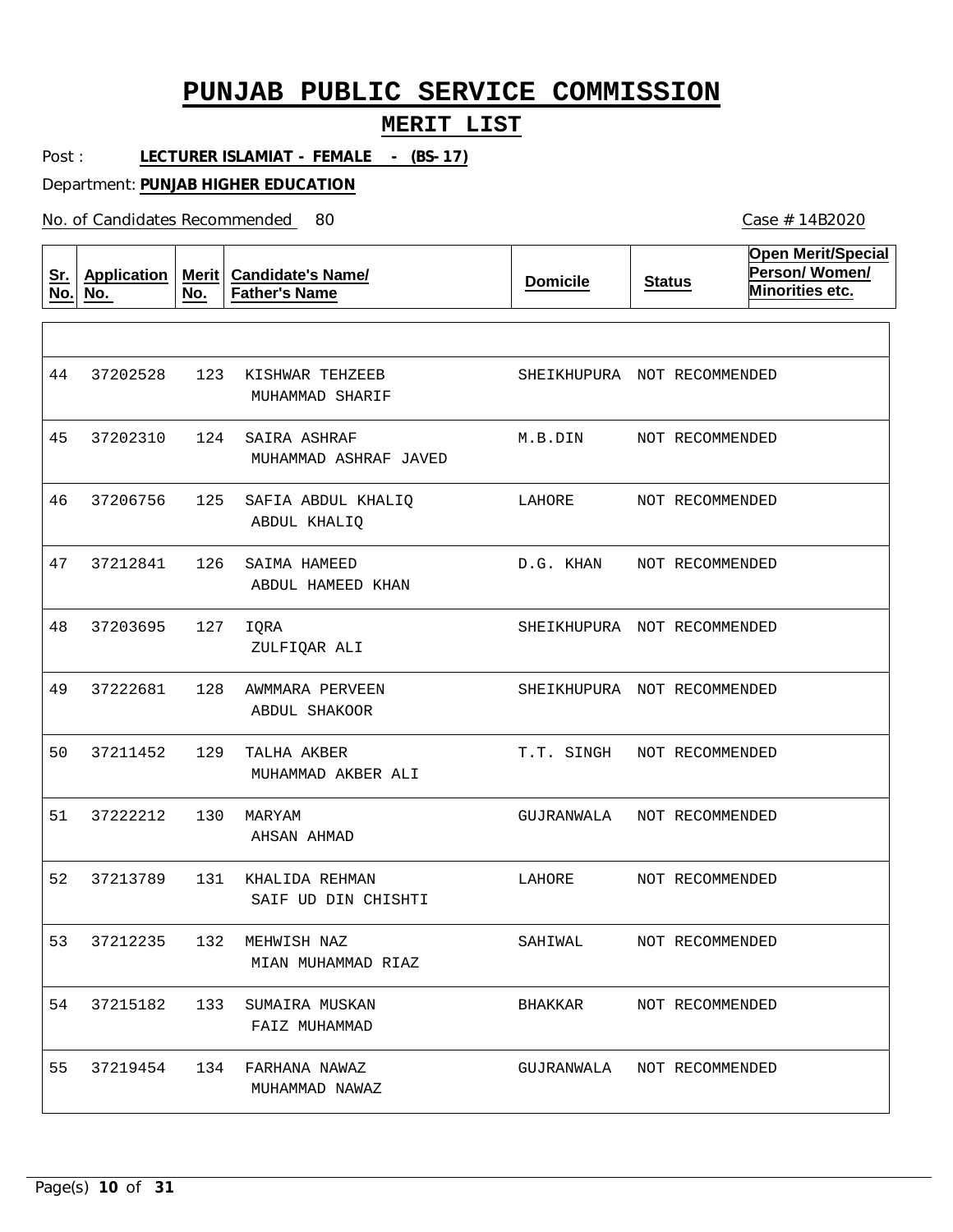# PUNJAB PUBLIC SERVICE COMMISSION

## MERIT LIST

Post : **LECTURER ISLAMIAT - FEMALE - (BS-17)**

Department: **PUNJAB HIGHER EDUCATION**

No. of Candidates Recommended 80

Case # 14B2020

| Sr. No. | Application No. | Merit No. | Candidate's Name/ Father's Name | Domicile | Status | Open Merit/Special Person/ Women/ Minorities etc. |
|---|---|---|---|---|---|---|
| 44 | 37202528 | 123 | KISHWAR TEHZEEB<br>MUHAMMAD SHARIF | SHEIKHUPURA | NOT RECOMMENDED | |
| 45 | 37202310 | 124 | SAIRA ASHRAF<br>MUHAMMAD ASHRAF JAVED | M.B.DIN | NOT RECOMMENDED | |
| 46 | 37206756 | 125 | SAFIA ABDUL KHALIQ<br>ABDUL KHALIQ | LAHORE | NOT RECOMMENDED | |
| 47 | 37212841 | 126 | SAIMA HAMEED<br>ABDUL HAMEED KHAN | D.G. KHAN | NOT RECOMMENDED | |
| 48 | 37203695 | 127 | IQRA<br>ZULFIQAR ALI | SHEIKHUPURA | NOT RECOMMENDED | |
| 49 | 37222681 | 128 | AWMMARA PERVEEN<br>ABDUL SHAKOOR | SHEIKHUPURA | NOT RECOMMENDED | |
| 50 | 37211452 | 129 | TALHA AKBER<br>MUHAMMAD AKBER ALI | T.T. SINGH | NOT RECOMMENDED | |
| 51 | 37222212 | 130 | MARYAM<br>AHSAN AHMAD | GUJRANWALA | NOT RECOMMENDED | |
| 52 | 37213789 | 131 | KHALIDA REHMAN<br>SAIF UD DIN CHISHTI | LAHORE | NOT RECOMMENDED | |
| 53 | 37212235 | 132 | MEHWISH NAZ<br>MIAN MUHAMMAD RIAZ | SAHIWAL | NOT RECOMMENDED | |
| 54 | 37215182 | 133 | SUMAIRA MUSKAN<br>FAIZ MUHAMMAD | BHAKKAR | NOT RECOMMENDED | |
| 55 | 37219454 | 134 | FARHANA NAWAZ<br>MUHAMMAD NAWAZ | GUJRANWALA | NOT RECOMMENDED | |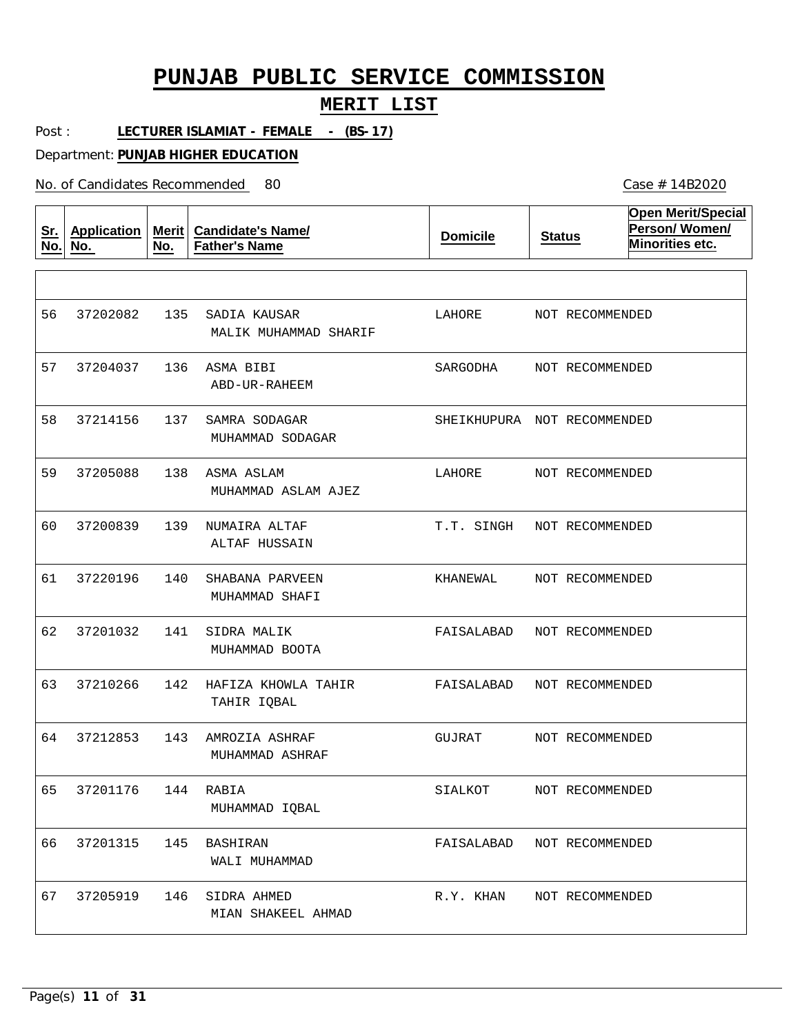# PUNJAB PUBLIC SERVICE COMMISSION

## MERIT LIST

Post : **LECTURER ISLAMIAT - FEMALE - (BS- 17)**

Department: **PUNJAB HIGHER EDUCATION**

No. of Candidates Recommended 80

Case # 14B2020

| Sr. No. | Application No. | Merit No. | Candidate's Name/ Father's Name | Domicile | Status | Open Merit/Special Person/ Women/ Minorities etc. |
|---|---|---|---|---|---|---|
| 56 | 37202082 | 135 | SADIA KAUSAR<br>MALIK MUHAMMAD SHARIF | LAHORE | NOT RECOMMENDED | |
| 57 | 37204037 | 136 | ASMA BIBI<br>ABD-UR-RAHEEM | SARGODHA | NOT RECOMMENDED | |
| 58 | 37214156 | 137 | SAMRA SODAGAR<br>MUHAMMAD SODAGAR | SHEIKHUPURA | NOT RECOMMENDED | |
| 59 | 37205088 | 138 | ASMA ASLAM<br>MUHAMMAD ASLAM AJEZ | LAHORE | NOT RECOMMENDED | |
| 60 | 37200839 | 139 | NUMAIRA ALTAF<br>ALTAF HUSSAIN | T.T. SINGH | NOT RECOMMENDED | |
| 61 | 37220196 | 140 | SHABANA PARVEEN<br>MUHAMMAD SHAFI | KHANEWAL | NOT RECOMMENDED | |
| 62 | 37201032 | 141 | SIDRA MALIK<br>MUHAMMAD BOOTA | FAISALABAD | NOT RECOMMENDED | |
| 63 | 37210266 | 142 | HAFIZA KHOWLA TAHIR<br>TAHIR IQBAL | FAISALABAD | NOT RECOMMENDED | |
| 64 | 37212853 | 143 | AMROZIA ASHRAF<br>MUHAMMAD ASHRAF | GUJRAT | NOT RECOMMENDED | |
| 65 | 37201176 | 144 | RABIA<br>MUHAMMAD IQBAL | SIALKOT | NOT RECOMMENDED | |
| 66 | 37201315 | 145 | BASHIRAN<br>WALI MUHAMMAD | FAISALABAD | NOT RECOMMENDED | |
| 67 | 37205919 | 146 | SIDRA AHMED<br>MIAN SHAKEEL AHMAD | R.Y. KHAN | NOT RECOMMENDED | |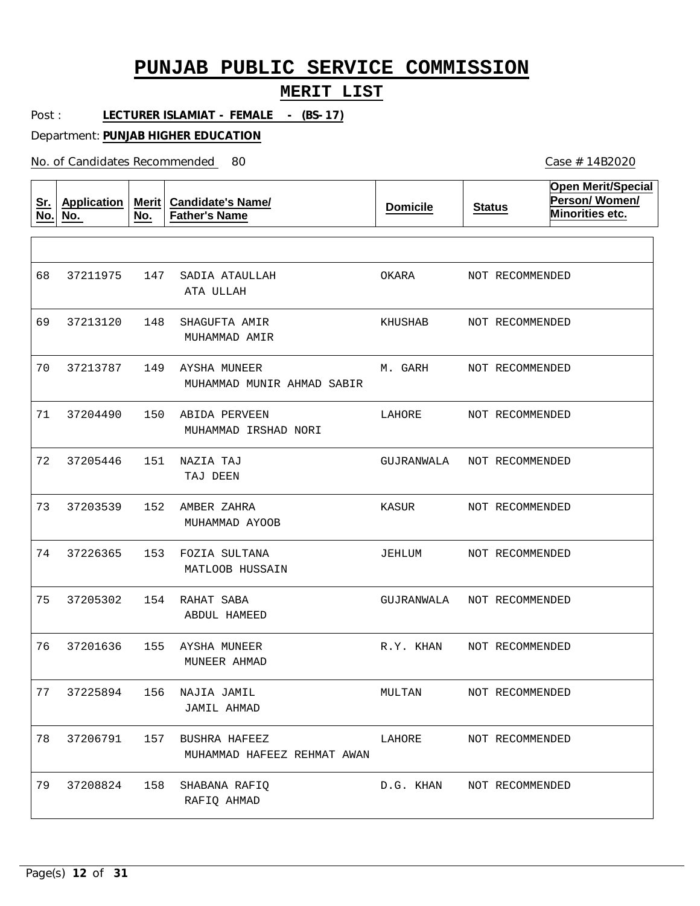# PUNJAB PUBLIC SERVICE COMMISSION

## MERIT LIST

Post : **LECTURER ISLAMIAT - FEMALE - (BS-17)**

Department: **PUNJAB HIGHER EDUCATION**

No. of Candidates Recommended 80

Case # 14B2020

| Sr. No. | Application No. | Merit No. | Candidate's Name/ Father's Name | Domicile | Status | Open Merit/Special Person/ Women/ Minorities etc. |
|---|---|---|---|---|---|---|
| 68 | 37211975 | 147 | SADIA ATAULLAH<br>ATA ULLAH | OKARA | NOT RECOMMENDED | |
| 69 | 37213120 | 148 | SHAGUFTA AMIR<br>MUHAMMAD AMIR | KHUSHAB | NOT RECOMMENDED | |
| 70 | 37213787 | 149 | AYSHA MUNEER<br>MUHAMMAD MUNIR AHMAD SABIR | M. GARH | NOT RECOMMENDED | |
| 71 | 37204490 | 150 | ABIDA PERVEEN<br>MUHAMMAD IRSHAD NORI | LAHORE | NOT RECOMMENDED | |
| 72 | 37205446 | 151 | NAZIA TAJ<br>TAJ DEEN | GUJRANWALA | NOT RECOMMENDED | |
| 73 | 37203539 | 152 | AMBER ZAHRA<br>MUHAMMAD AYOOB | KASUR | NOT RECOMMENDED | |
| 74 | 37226365 | 153 | FOZIA SULTANA<br>MATLOOB HUSSAIN | JEHLUM | NOT RECOMMENDED | |
| 75 | 37205302 | 154 | RAHAT SABA<br>ABDUL HAMEED | GUJRANWALA | NOT RECOMMENDED | |
| 76 | 37201636 | 155 | AYSHA MUNEER<br>MUNEER AHMAD | R.Y. KHAN | NOT RECOMMENDED | |
| 77 | 37225894 | 156 | NAJIA JAMIL<br>JAMIL AHMAD | MULTAN | NOT RECOMMENDED | |
| 78 | 37206791 | 157 | BUSHRA HAFEEZ<br>MUHAMMAD HAFEEZ REHMAT AWAN | LAHORE | NOT RECOMMENDED | |
| 79 | 37208824 | 158 | SHABANA RAFIQ<br>RAFIQ AHMAD | D.G. KHAN | NOT RECOMMENDED | |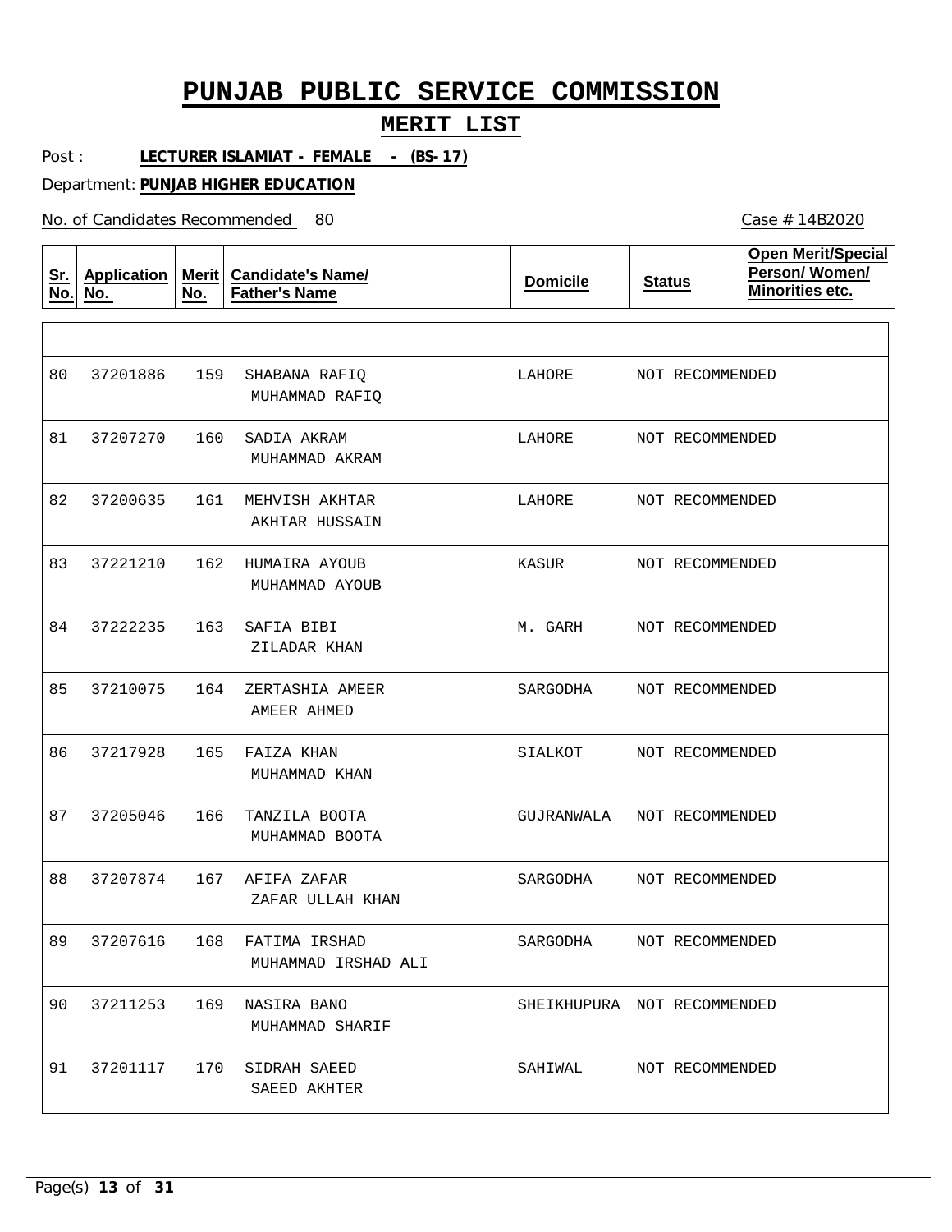# PUNJAB PUBLIC SERVICE COMMISSION

## MERIT LIST

Post : **LECTURER ISLAMIAT - FEMALE - (BS-17)**

Department: **PUNJAB HIGHER EDUCATION**

No. of Candidates Recommended 80

Case # 14B2020

| Sr. No. | Application No. | Merit No. | Candidate's Name/ Father's Name | Domicile | Status | Open Merit/Special Person/ Women/ Minorities etc. |
|---|---|---|---|---|---|---|
| | | | | | | |
| 80 | 37201886 | 159 | SHABANA RAFIQ<br>MUHAMMAD RAFIQ | LAHORE | NOT RECOMMENDED | |
| 81 | 37207270 | 160 | SADIA AKRAM<br>MUHAMMAD AKRAM | LAHORE | NOT RECOMMENDED | |
| 82 | 37200635 | 161 | MEHVISH AKHTAR<br>AKHTAR HUSSAIN | LAHORE | NOT RECOMMENDED | |
| 83 | 37221210 | 162 | HUMAIRA AYOUB<br>MUHAMMAD AYOUB | KASUR | NOT RECOMMENDED | |
| 84 | 37222235 | 163 | SAFIA BIBI<br>ZILADAR KHAN | M. GARH | NOT RECOMMENDED | |
| 85 | 37210075 | 164 | ZERTASHIA AMEER<br>AMEER AHMED | SARGODHA | NOT RECOMMENDED | |
| 86 | 37217928 | 165 | FAIZA KHAN<br>MUHAMMAD KHAN | SIALKOT | NOT RECOMMENDED | |
| 87 | 37205046 | 166 | TANZILA BOOTA<br>MUHAMMAD BOOTA | GUJRANWALA | NOT RECOMMENDED | |
| 88 | 37207874 | 167 | AFIFA ZAFAR<br>ZAFAR ULLAH KHAN | SARGODHA | NOT RECOMMENDED | |
| 89 | 37207616 | 168 | FATIMA IRSHAD<br>MUHAMMAD IRSHAD ALI | SARGODHA | NOT RECOMMENDED | |
| 90 | 37211253 | 169 | NASIRA BANO<br>MUHAMMAD SHARIF | SHEIKHUPURA | NOT RECOMMENDED | |
| 91 | 37201117 | 170 | SIDRAH SAEED<br>SAEED AKHTER | SAHIWAL | NOT RECOMMENDED | |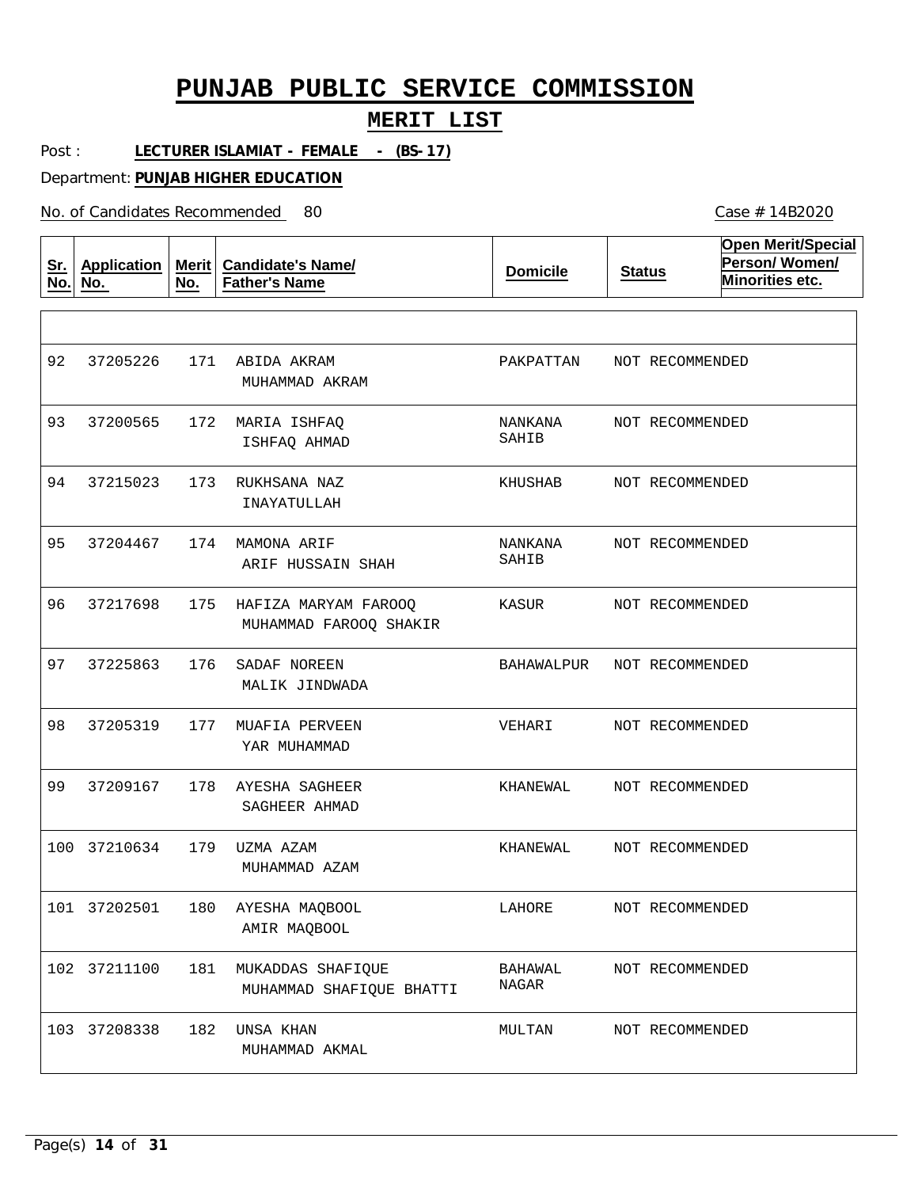# PUNJAB PUBLIC SERVICE COMMISSION

## MERIT LIST

Post : **LECTURER ISLAMIAT - FEMALE - (BS-17)**

Department: **PUNJAB HIGHER EDUCATION**

No. of Candidates Recommended 80

Case # 14B2020

| Sr. No. | Application No. | Merit No. | Candidate's Name/ Father's Name | Domicile | Status | Open Merit/Special Person/ Women/ Minorities etc. |
|---|---|---|---|---|---|---|
| 92 | 37205226 | 171 | ABIDA AKRAM<br>MUHAMMAD AKRAM | PAKPATTAN | NOT RECOMMENDED | |
| 93 | 37200565 | 172 | MARIA ISHFAQ<br>ISHFAQ AHMAD | NANKANA SAHIB | NOT RECOMMENDED | |
| 94 | 37215023 | 173 | RUKHSANA NAZ<br>INAYATULLAH | KHUSHAB | NOT RECOMMENDED | |
| 95 | 37204467 | 174 | MAMONA ARIF<br>ARIF HUSSAIN SHAH | NANKANA SAHIB | NOT RECOMMENDED | |
| 96 | 37217698 | 175 | HAFIZA MARYAM FAROOQ<br>MUHAMMAD FAROOQ SHAKIR | KASUR | NOT RECOMMENDED | |
| 97 | 37225863 | 176 | SADAF NOREEN<br>MALIK JINDWADA | BAHAWALPUR | NOT RECOMMENDED | |
| 98 | 37205319 | 177 | MUAFIA PERVEEN<br>YAR MUHAMMAD | VEHARI | NOT RECOMMENDED | |
| 99 | 37209167 | 178 | AYESHA SAGHEER<br>SAGHEER AHMAD | KHANEWAL | NOT RECOMMENDED | |
| 100 | 37210634 | 179 | UZMA AZAM<br>MUHAMMAD AZAM | KHANEWAL | NOT RECOMMENDED | |
| 101 | 37202501 | 180 | AYESHA MAQBOOL<br>AMIR MAQBOOL | LAHORE | NOT RECOMMENDED | |
| 102 | 37211100 | 181 | MUKADDAS SHAFIQUE<br>MUHAMMAD SHAFIQUE BHATTI | BAHAWAL NAGAR | NOT RECOMMENDED | |
| 103 | 37208338 | 182 | UNSA KHAN<br>MUHAMMAD AKMAL | MULTAN | NOT RECOMMENDED | |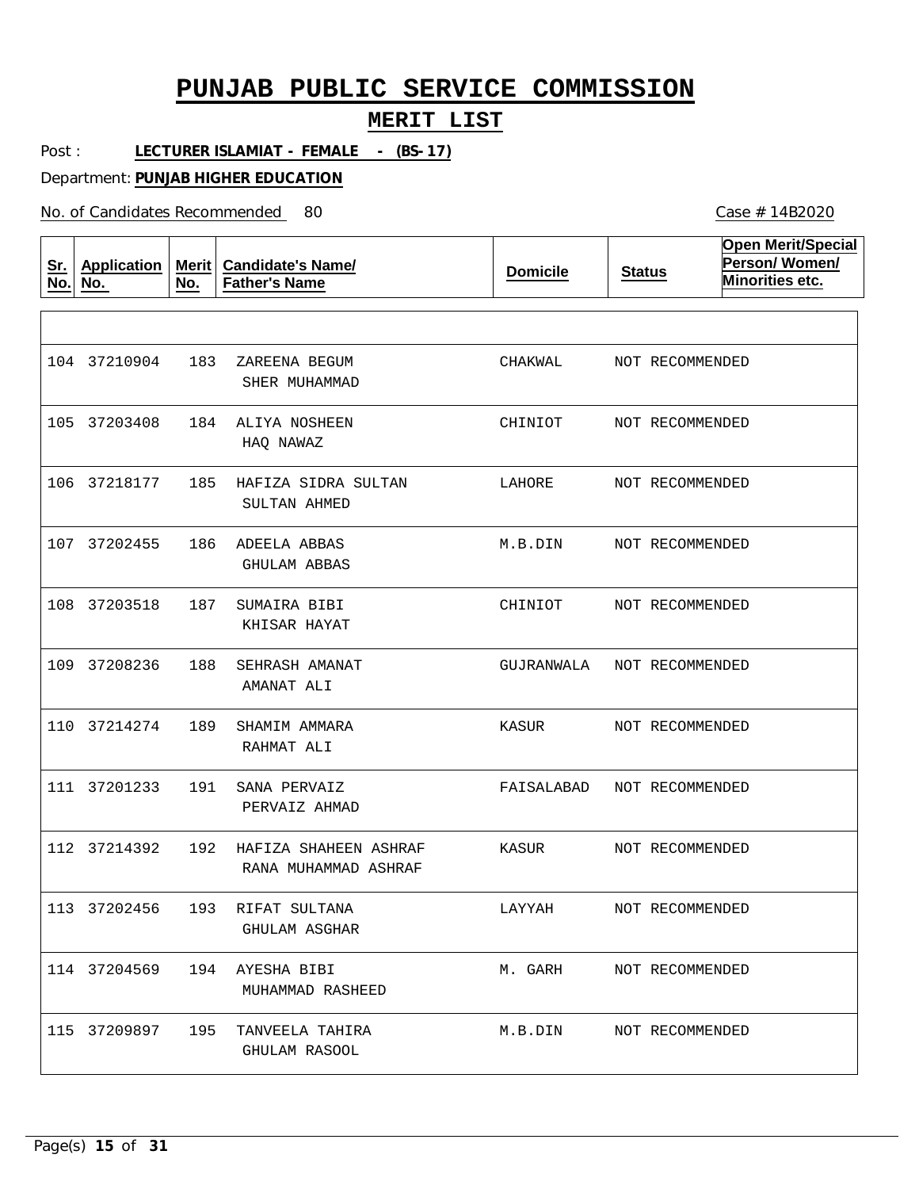# PUNJAB PUBLIC SERVICE COMMISSION

## MERIT LIST

Post : **LECTURER ISLAMIAT - FEMALE - (BS- 17)**

Department: **PUNJAB HIGHER EDUCATION**

No. of Candidates Recommended 80

Case # 14B2020

| Sr. No. | Application No. | Merit No. | Candidate's Name/ Father's Name | Domicile | Status | Open Merit/Special Person/ Women/ Minorities etc. |
|---|---|---|---|---|---|---|
| 104 | 37210904 | 183 | ZAREENA BEGUM<br>SHER MUHAMMAD | CHAKWAL | NOT RECOMMENDED | |
| 105 | 37203408 | 184 | ALIYA NOSHEEN<br>HAQ NAWAZ | CHINIOT | NOT RECOMMENDED | |
| 106 | 37218177 | 185 | HAFIZA SIDRA SULTAN<br>SULTAN AHMED | LAHORE | NOT RECOMMENDED | |
| 107 | 37202455 | 186 | ADEELA ABBAS<br>GHULAM ABBAS | M.B.DIN | NOT RECOMMENDED | |
| 108 | 37203518 | 187 | SUMAIRA BIBI<br>KHISAR HAYAT | CHINIOT | NOT RECOMMENDED | |
| 109 | 37208236 | 188 | SEHRASH AMANAT<br>AMANAT ALI | GUJRANWALA | NOT RECOMMENDED | |
| 110 | 37214274 | 189 | SHAMIM AMMARA<br>RAHMAT ALI | KASUR | NOT RECOMMENDED | |
| 111 | 37201233 | 191 | SANA PERVAIZ<br>PERVAIZ AHMAD | FAISALABAD | NOT RECOMMENDED | |
| 112 | 37214392 | 192 | HAFIZA SHAHEEN ASHRAF<br>RANA MUHAMMAD ASHRAF | KASUR | NOT RECOMMENDED | |
| 113 | 37202456 | 193 | RIFAT SULTANA<br>GHULAM ASGHAR | LAYYAH | NOT RECOMMENDED | |
| 114 | 37204569 | 194 | AYESHA BIBI<br>MUHAMMAD RASHEED | M. GARH | NOT RECOMMENDED | |
| 115 | 37209897 | 195 | TANVEELA TAHIRA<br>GHULAM RASOOL | M.B.DIN | NOT RECOMMENDED | |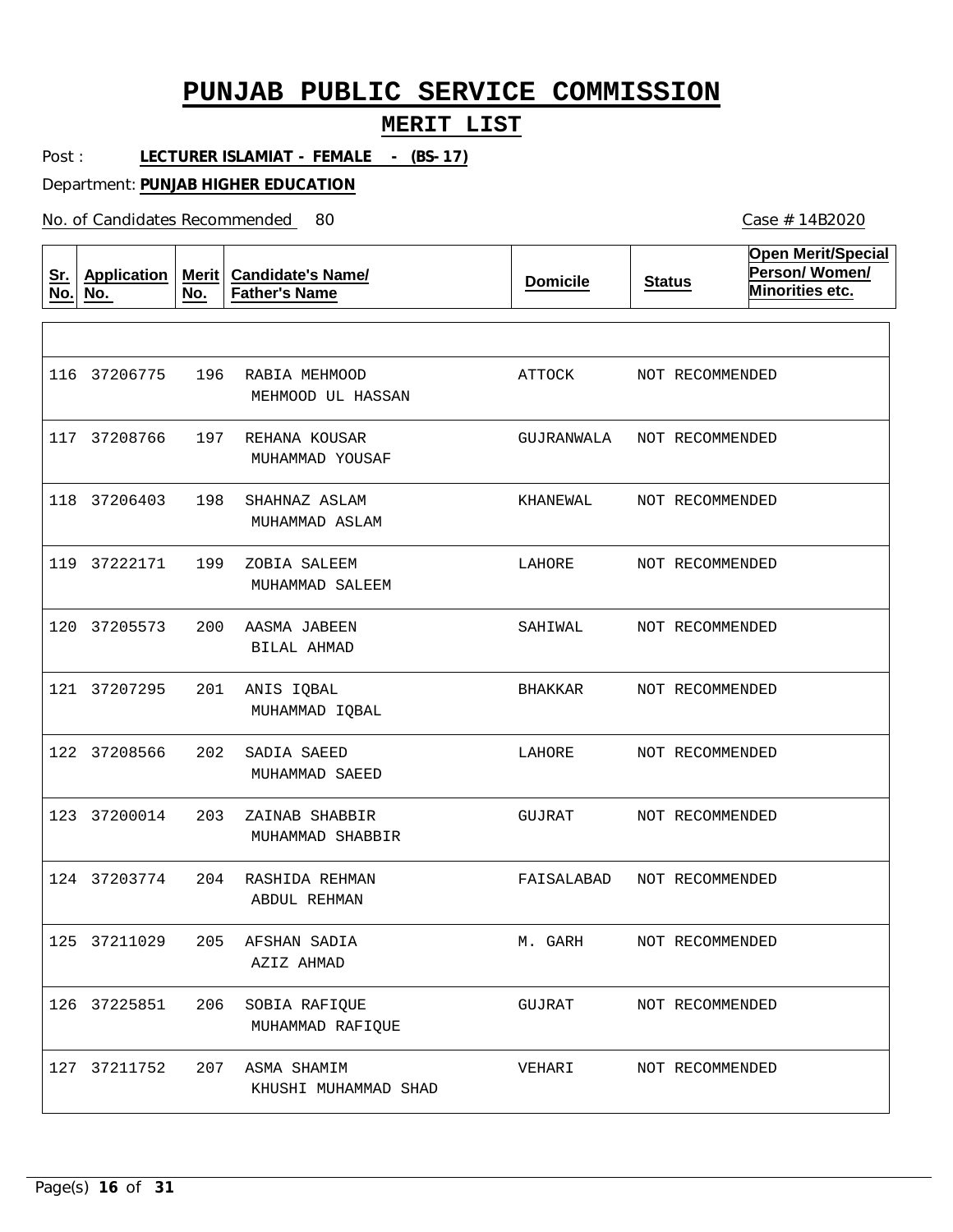# PUNJAB PUBLIC SERVICE COMMISSION

## MERIT LIST

Post : **LECTURER ISLAMIAT - FEMALE - (BS-17)**

Department: **PUNJAB HIGHER EDUCATION**

No. of Candidates Recommended 80

Case # 14B2020

| Sr. No. | Application No. | Merit No. | Candidate's Name/ Father's Name | Domicile | Status | Open Merit/Special Person/ Women/ Minorities etc. |
|---|---|---|---|---|---|---|
| 116 | 37206775 | 196 | RABIA MEHMOOD<br>MEHMOOD UL HASSAN | ATTOCK | NOT RECOMMENDED | |
| 117 | 37208766 | 197 | REHANA KOUSAR<br>MUHAMMAD YOUSAF | GUJRANWALA | NOT RECOMMENDED | |
| 118 | 37206403 | 198 | SHAHNAZ ASLAM<br>MUHAMMAD ASLAM | KHANEWAL | NOT RECOMMENDED | |
| 119 | 37222171 | 199 | ZOBIA SALEEM<br>MUHAMMAD SALEEM | LAHORE | NOT RECOMMENDED | |
| 120 | 37205573 | 200 | AASMA JABEEN<br>BILAL AHMAD | SAHIWAL | NOT RECOMMENDED | |
| 121 | 37207295 | 201 | ANIS IQBAL<br>MUHAMMAD IQBAL | BHAKKAR | NOT RECOMMENDED | |
| 122 | 37208566 | 202 | SADIA SAEED<br>MUHAMMAD SAEED | LAHORE | NOT RECOMMENDED | |
| 123 | 37200014 | 203 | ZAINAB SHABBIR<br>MUHAMMAD SHABBIR | GUJRAT | NOT RECOMMENDED | |
| 124 | 37203774 | 204 | RASHIDA REHMAN<br>ABDUL REHMAN | FAISALABAD | NOT RECOMMENDED | |
| 125 | 37211029 | 205 | AFSHAN SADIA<br>AZIZ AHMAD | M. GARH | NOT RECOMMENDED | |
| 126 | 37225851 | 206 | SOBIA RAFIQUE<br>MUHAMMAD RAFIQUE | GUJRAT | NOT RECOMMENDED | |
| 127 | 37211752 | 207 | ASMA SHAMIM<br>KHUSHI MUHAMMAD SHAD | VEHARI | NOT RECOMMENDED | |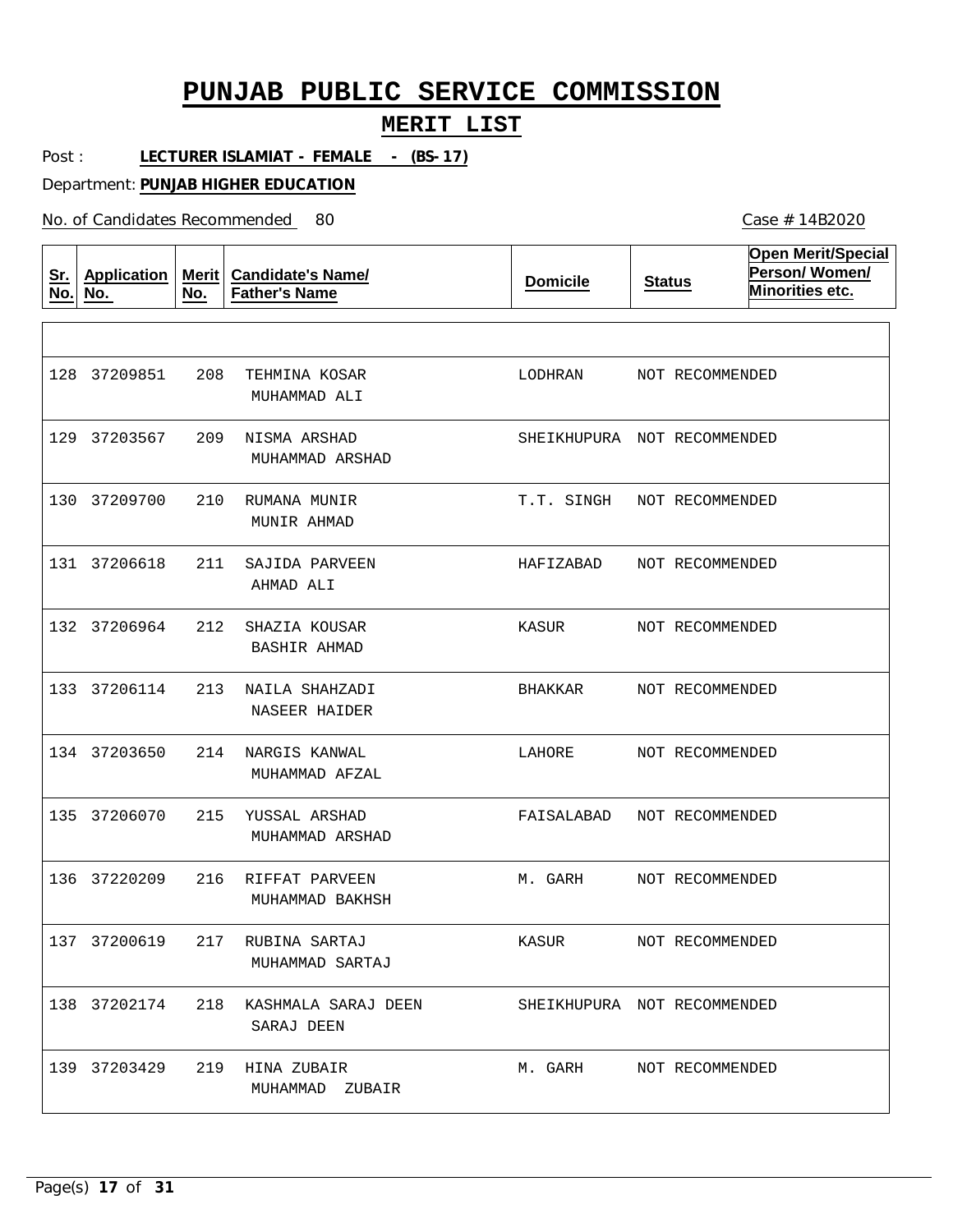# PUNJAB PUBLIC SERVICE COMMISSION

## MERIT LIST

Post : **LECTURER ISLAMIAT - FEMALE - (BS-17)**

Department: **PUNJAB HIGHER EDUCATION**

No. of Candidates Recommended 80

Case # 14B2020

| Sr. No. | Application No. | Merit No. | Candidate's Name/ Father's Name | Domicile | Status | Open Merit/Special Person/ Women/ Minorities etc. |
|---|---|---|---|---|---|---|
| 128 | 37209851 | 208 | TEHMINA KOSAR<br>MUHAMMAD ALI | LODHRAN | NOT RECOMMENDED | |
| 129 | 37203567 | 209 | NISMA ARSHAD<br>MUHAMMAD ARSHAD | SHEIKHUPURA | NOT RECOMMENDED | |
| 130 | 37209700 | 210 | RUMANA MUNIR<br>MUNIR AHMAD | T.T. SINGH | NOT RECOMMENDED | |
| 131 | 37206618 | 211 | SAJIDA PARVEEN<br>AHMAD ALI | HAFIZABAD | NOT RECOMMENDED | |
| 132 | 37206964 | 212 | SHAZIA KOUSAR<br>BASHIR AHMAD | KASUR | NOT RECOMMENDED | |
| 133 | 37206114 | 213 | NAILA SHAHZADI<br>NASEER HAIDER | BHAKKAR | NOT RECOMMENDED | |
| 134 | 37203650 | 214 | NARGIS KANWAL<br>MUHAMMAD AFZAL | LAHORE | NOT RECOMMENDED | |
| 135 | 37206070 | 215 | YUSSAL ARSHAD<br>MUHAMMAD ARSHAD | FAISALABAD | NOT RECOMMENDED | |
| 136 | 37220209 | 216 | RIFFAT PARVEEN<br>MUHAMMAD BAKHSH | M. GARH | NOT RECOMMENDED | |
| 137 | 37200619 | 217 | RUBINA SARTAJ<br>MUHAMMAD SARTAJ | KASUR | NOT RECOMMENDED | |
| 138 | 37202174 | 218 | KASHMALA SARAJ DEEN<br>SARAJ DEEN | SHEIKHUPURA | NOT RECOMMENDED | |
| 139 | 37203429 | 219 | HINA ZUBAIR<br>MUHAMMAD ZUBAIR | M. GARH | NOT RECOMMENDED | |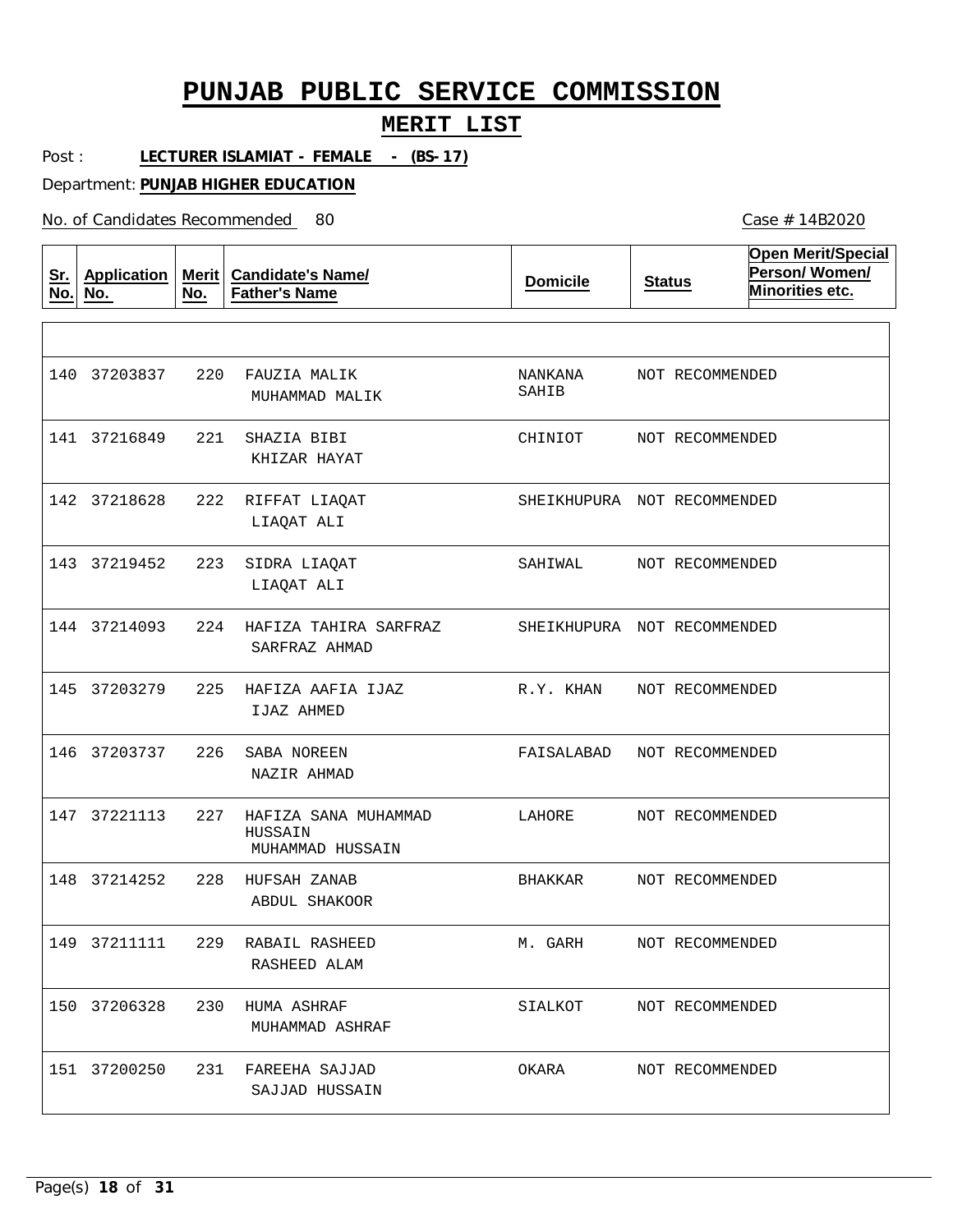# PUNJAB PUBLIC SERVICE COMMISSION

## MERIT LIST

Post : **LECTURER ISLAMIAT - FEMALE - (BS-17)**

Department: **PUNJAB HIGHER EDUCATION**

No. of Candidates Recommended 80

Case # 14B2020

| Sr. No. | Application No. | Merit No. | Candidate's Name/ Father's Name | Domicile | Status | Open Merit/Special Person/ Women/ Minorities etc. |
|---|---|---|---|---|---|---|
| 140 | 37203837 | 220 | FAUZIA MALIK<br>MUHAMMAD MALIK | NANKANA SAHIB | NOT RECOMMENDED | |
| 141 | 37216849 | 221 | SHAZIA BIBI<br>KHIZAR HAYAT | CHINIOT | NOT RECOMMENDED | |
| 142 | 37218628 | 222 | RIFFAT LIAQAT<br>LIAQAT ALI | SHEIKHUPURA | NOT RECOMMENDED | |
| 143 | 37219452 | 223 | SIDRA LIAQAT<br>LIAQAT ALI | SAHIWAL | NOT RECOMMENDED | |
| 144 | 37214093 | 224 | HAFIZA TAHIRA SARFRAZ<br>SARFRAZ AHMAD | SHEIKHUPURA | NOT RECOMMENDED | |
| 145 | 37203279 | 225 | HAFIZA AAFIA IJAZ<br>IJAZ AHMED | R.Y. KHAN | NOT RECOMMENDED | |
| 146 | 37203737 | 226 | SABA NOREEN<br>NAZIR AHMAD | FAISALABAD | NOT RECOMMENDED | |
| 147 | 37221113 | 227 | HAFIZA SANA MUHAMMAD HUSSAIN<br>MUHAMMAD HUSSAIN | LAHORE | NOT RECOMMENDED | |
| 148 | 37214252 | 228 | HUFSAH ZANAB<br>ABDUL SHAKOOR | BHAKKAR | NOT RECOMMENDED | |
| 149 | 37211111 | 229 | RABAIL RASHEED<br>RASHEED ALAM | M. GARH | NOT RECOMMENDED | |
| 150 | 37206328 | 230 | HUMA ASHRAF<br>MUHAMMAD ASHRAF | SIALKOT | NOT RECOMMENDED | |
| 151 | 37200250 | 231 | FAREEHA SAJJAD<br>SAJJAD HUSSAIN | OKARA | NOT RECOMMENDED | |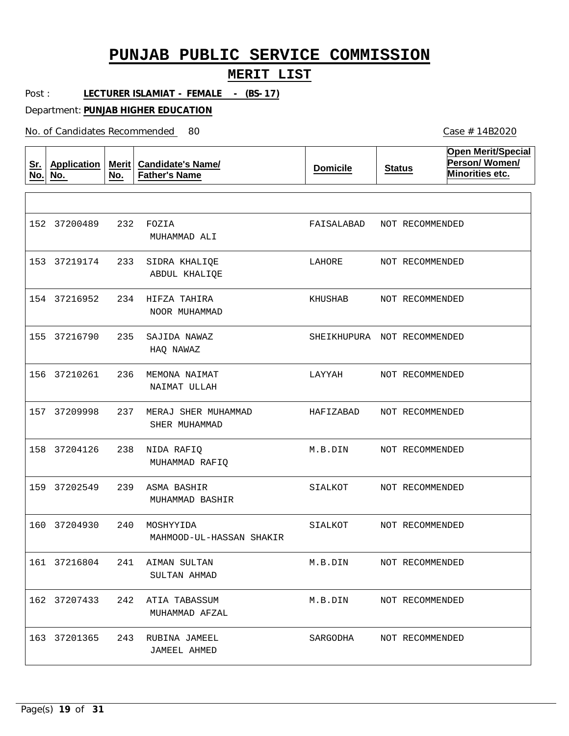# PUNJAB PUBLIC SERVICE COMMISSION

## MERIT LIST

Post : **LECTURER ISLAMIAT - FEMALE - (BS-17)**

Department: **PUNJAB HIGHER EDUCATION**

No. of Candidates Recommended 80

Case # 14B2020

| Sr. No. | Application No. | Merit No. | Candidate's Name/ Father's Name | Domicile | Status | Open Merit/Special Person/ Women/ Minorities etc. |
|---|---|---|---|---|---|---|
| 152 | 37200489 | 232 | FOZIA<br>MUHAMMAD ALI | FAISALABAD | NOT RECOMMENDED | |
| 153 | 37219174 | 233 | SIDRA KHALIQE<br>ABDUL KHALIQE | LAHORE | NOT RECOMMENDED | |
| 154 | 37216952 | 234 | HIFZA TAHIRA<br>NOOR MUHAMMAD | KHUSHAB | NOT RECOMMENDED | |
| 155 | 37216790 | 235 | SAJIDA NAWAZ<br>HAQ NAWAZ | SHEIKHUPURA | NOT RECOMMENDED | |
| 156 | 37210261 | 236 | MEMONA NAIMAT<br>NAIMAT ULLAH | LAYYAH | NOT RECOMMENDED | |
| 157 | 37209998 | 237 | MERAJ SHER MUHAMMAD<br>SHER MUHAMMAD | HAFIZABAD | NOT RECOMMENDED | |
| 158 | 37204126 | 238 | NIDA RAFIQ<br>MUHAMMAD RAFIQ | M.B.DIN | NOT RECOMMENDED | |
| 159 | 37202549 | 239 | ASMA BASHIR<br>MUHAMMAD BASHIR | SIALKOT | NOT RECOMMENDED | |
| 160 | 37204930 | 240 | MOSHYYIDA<br>MAHMOOD-UL-HASSAN SHAKIR | SIALKOT | NOT RECOMMENDED | |
| 161 | 37216804 | 241 | AIMAN SULTAN<br>SULTAN AHMAD | M.B.DIN | NOT RECOMMENDED | |
| 162 | 37207433 | 242 | ATIA TABASSUM<br>MUHAMMAD AFZAL | M.B.DIN | NOT RECOMMENDED | |
| 163 | 37201365 | 243 | RUBINA JAMEEL<br>JAMEEL AHMED | SARGODHA | NOT RECOMMENDED | |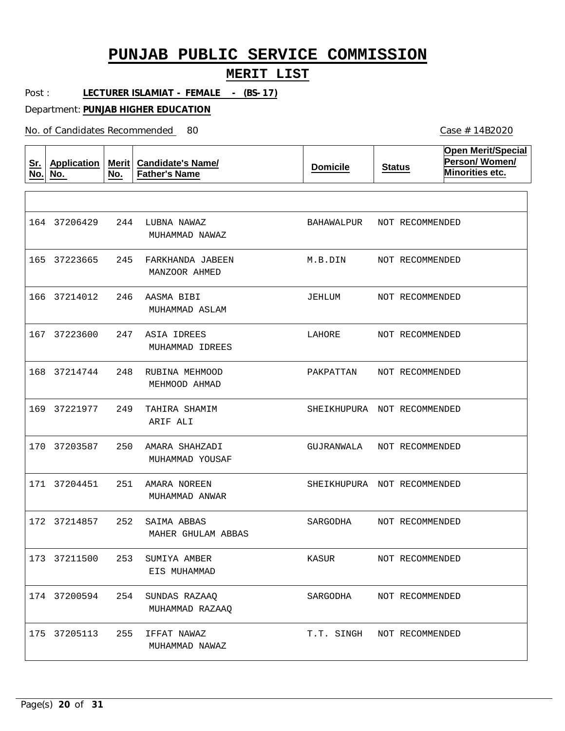# PUNJAB PUBLIC SERVICE COMMISSION

## MERIT LIST

Post : **LECTURER ISLAMIAT - FEMALE - (BS-17)**

Department: **PUNJAB HIGHER EDUCATION**

No. of Candidates Recommended 80

Case # 14B2020

| Sr. No. | Application No. | Merit No. | Candidate's Name/ Father's Name | Domicile | Status | Open Merit/Special Person/ Women/ Minorities etc. |
|---|---|---|---|---|---|---|
| 164 | 37206429 | 244 | LUBNA NAWAZ<br>MUHAMMAD NAWAZ | BAHAWALPUR | NOT RECOMMENDED | |
| 165 | 37223665 | 245 | FARKHANDA JABEEN<br>MANZOOR AHMED | M.B.DIN | NOT RECOMMENDED | |
| 166 | 37214012 | 246 | AASMA BIBI<br>MUHAMMAD ASLAM | JEHLUM | NOT RECOMMENDED | |
| 167 | 37223600 | 247 | ASIA IDREES<br>MUHAMMAD IDREES | LAHORE | NOT RECOMMENDED | |
| 168 | 37214744 | 248 | RUBINA MEHMOOD<br>MEHMOOD AHMAD | PAKPATTAN | NOT RECOMMENDED | |
| 169 | 37221977 | 249 | TAHIRA SHAMIM<br>ARIF ALI | SHEIKHUPURA | NOT RECOMMENDED | |
| 170 | 37203587 | 250 | AMARA SHAHZADI<br>MUHAMMAD YOUSAF | GUJRANWALA | NOT RECOMMENDED | |
| 171 | 37204451 | 251 | AMARA NOREEN<br>MUHAMMAD ANWAR | SHEIKHUPURA | NOT RECOMMENDED | |
| 172 | 37214857 | 252 | SAIMA ABBAS<br>MAHER GHULAM ABBAS | SARGODHA | NOT RECOMMENDED | |
| 173 | 37211500 | 253 | SUMIYA AMBER<br>EIS MUHAMMAD | KASUR | NOT RECOMMENDED | |
| 174 | 37200594 | 254 | SUNDAS RAZAAQ<br>MUHAMMAD RAZAAQ | SARGODHA | NOT RECOMMENDED | |
| 175 | 37205113 | 255 | IFFAT NAWAZ<br>MUHAMMAD NAWAZ | T.T. SINGH | NOT RECOMMENDED | |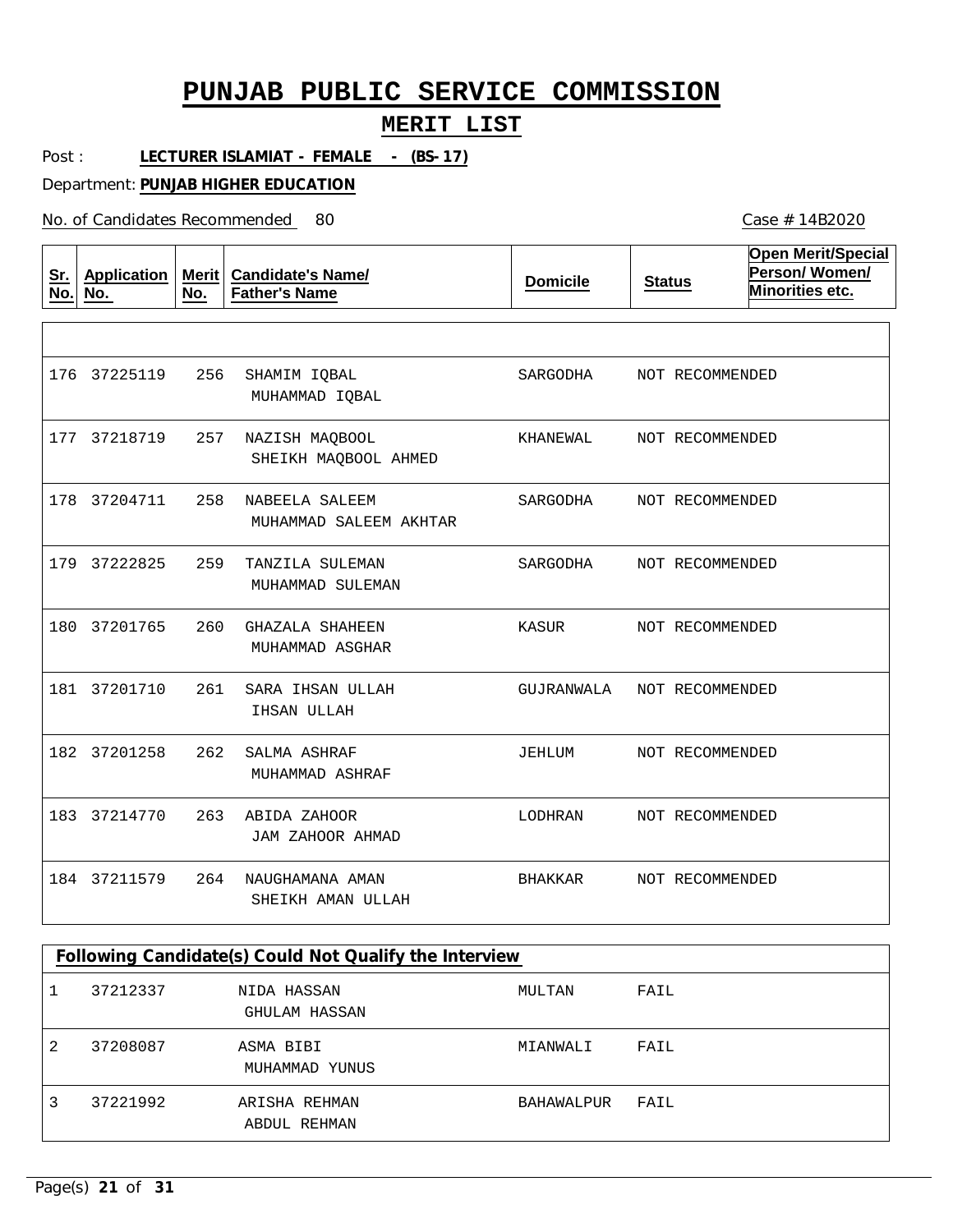# PUNJAB PUBLIC SERVICE COMMISSION

## MERIT LIST

Post : **LECTURER ISLAMIAT - FEMALE - (BS-17)**

Department: **PUNJAB HIGHER EDUCATION**

No. of Candidates Recommended 80

Case # 14B2020

| Sr. No. | Application No. | Merit No. | Candidate's Name/ Father's Name | Domicile | Status | Open Merit/Special Person/ Women/ Minorities etc. |
|---|---|---|---|---|---|---|
| 176 | 37225119 | 256 | SHAMIM IQBAL<br>MUHAMMAD IQBAL | SARGODHA | NOT RECOMMENDED | |
| 177 | 37218719 | 257 | NAZISH MAQBOOL<br>SHEIKH MAQBOOL AHMED | KHANEWAL | NOT RECOMMENDED | |
| 178 | 37204711 | 258 | NABEELA SALEEM<br>MUHAMMAD SALEEM AKHTAR | SARGODHA | NOT RECOMMENDED | |
| 179 | 37222825 | 259 | TANZILA SULEMAN<br>MUHAMMAD SULEMAN | SARGODHA | NOT RECOMMENDED | |
| 180 | 37201765 | 260 | GHAZALA SHAHEEN<br>MUHAMMAD ASGHAR | KASUR | NOT RECOMMENDED | |
| 181 | 37201710 | 261 | SARA IHSAN ULLAH<br>IHSAN ULLAH | GUJRANWALA | NOT RECOMMENDED | |
| 182 | 37201258 | 262 | SALMA ASHRAF<br>MUHAMMAD ASHRAF | JEHLUM | NOT RECOMMENDED | |
| 183 | 37214770 | 263 | ABIDA ZAHOOR<br>JAM ZAHOOR AHMAD | LODHRAN | NOT RECOMMENDED | |
| 184 | 37211579 | 264 | NAUGHAMANA AMAN<br>SHEIKH AMAN ULLAH | BHAKKAR | NOT RECOMMENDED | |

**Following Candidate(s) Could Not Qualify the Interview**

| Sr. No. | Application No. | Candidate's Name/ Father's Name | Domicile | Status |
|---|---|---|---|---|
| 1 | 37212337 | NIDA HASSAN<br>GHULAM HASSAN | MULTAN | FAIL |
| 2 | 37208087 | ASMA BIBI<br>MUHAMMAD YUNUS | MIANWALI | FAIL |
| 3 | 37221992 | ARISHA REHMAN<br>ABDUL REHMAN | BAHAWALPUR | FAIL |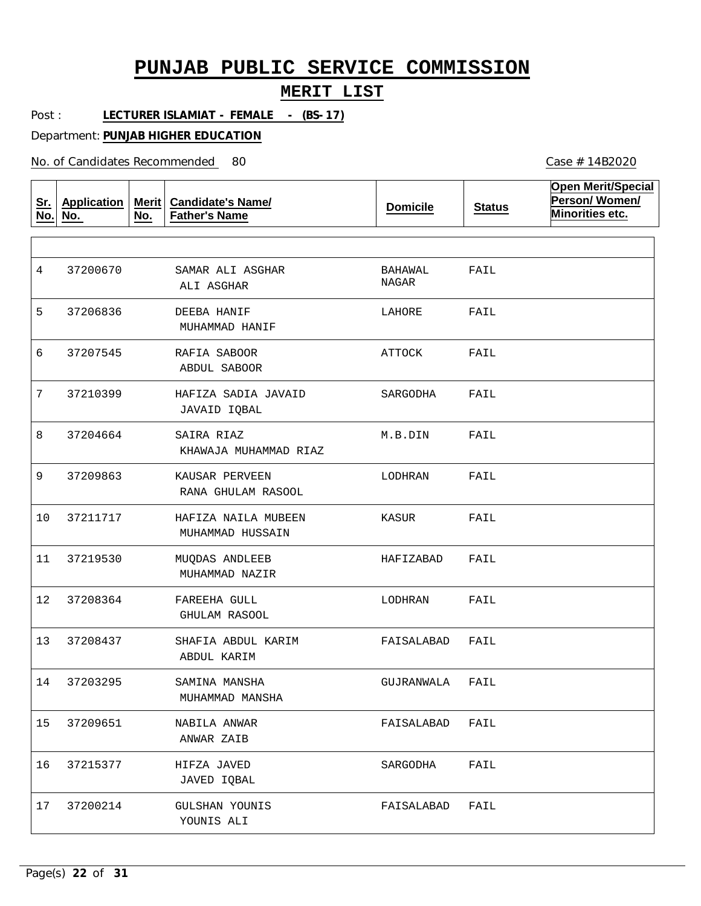# PUNJAB PUBLIC SERVICE COMMISSION

## MERIT LIST

Post : **LECTURER ISLAMIAT - FEMALE - (BS-17)**

Department: **PUNJAB HIGHER EDUCATION**

No. of Candidates Recommended 80

Case # 14B2020

| Sr. No. | Application No. | Merit No. | Candidate's Name/ Father's Name | Domicile | Status | Open Merit/Special Person/ Women/ Minorities etc. |
|---|---|---|---|---|---|---|
| 4 | 37200670 | | SAMAR ALI ASGHAR<br>ALI ASGHAR | BAHAWAL NAGAR | FAIL | |
| 5 | 37206836 | | DEEBA HANIF<br>MUHAMMAD HANIF | LAHORE | FAIL | |
| 6 | 37207545 | | RAFIA SABOOR<br>ABDUL SABOOR | ATTOCK | FAIL | |
| 7 | 37210399 | | HAFIZA SADIA JAVAID<br>JAVAID IQBAL | SARGODHA | FAIL | |
| 8 | 37204664 | | SAIRA RIAZ<br>KHAWAJA MUHAMMAD RIAZ | M.B.DIN | FAIL | |
| 9 | 37209863 | | KAUSAR PERVEEN<br>RANA GHULAM RASOOL | LODHRAN | FAIL | |
| 10 | 37211717 | | HAFIZA NAILA MUBEEN<br>MUHAMMAD HUSSAIN | KASUR | FAIL | |
| 11 | 37219530 | | MUQDAS ANDLEEB<br>MUHAMMAD NAZIR | HAFIZABAD | FAIL | |
| 12 | 37208364 | | FAREEHA GULL<br>GHULAM RASOOL | LODHRAN | FAIL | |
| 13 | 37208437 | | SHAFIA ABDUL KARIM<br>ABDUL KARIM | FAISALABAD | FAIL | |
| 14 | 37203295 | | SAMINA MANSHA<br>MUHAMMAD MANSHA | GUJRANWALA | FAIL | |
| 15 | 37209651 | | NABILA ANWAR<br>ANWAR ZAIB | FAISALABAD | FAIL | |
| 16 | 37215377 | | HIFZA JAVED<br>JAVED IQBAL | SARGODHA | FAIL | |
| 17 | 37200214 | | GULSHAN YOUNIS<br>YOUNIS ALI | FAISALABAD | FAIL | |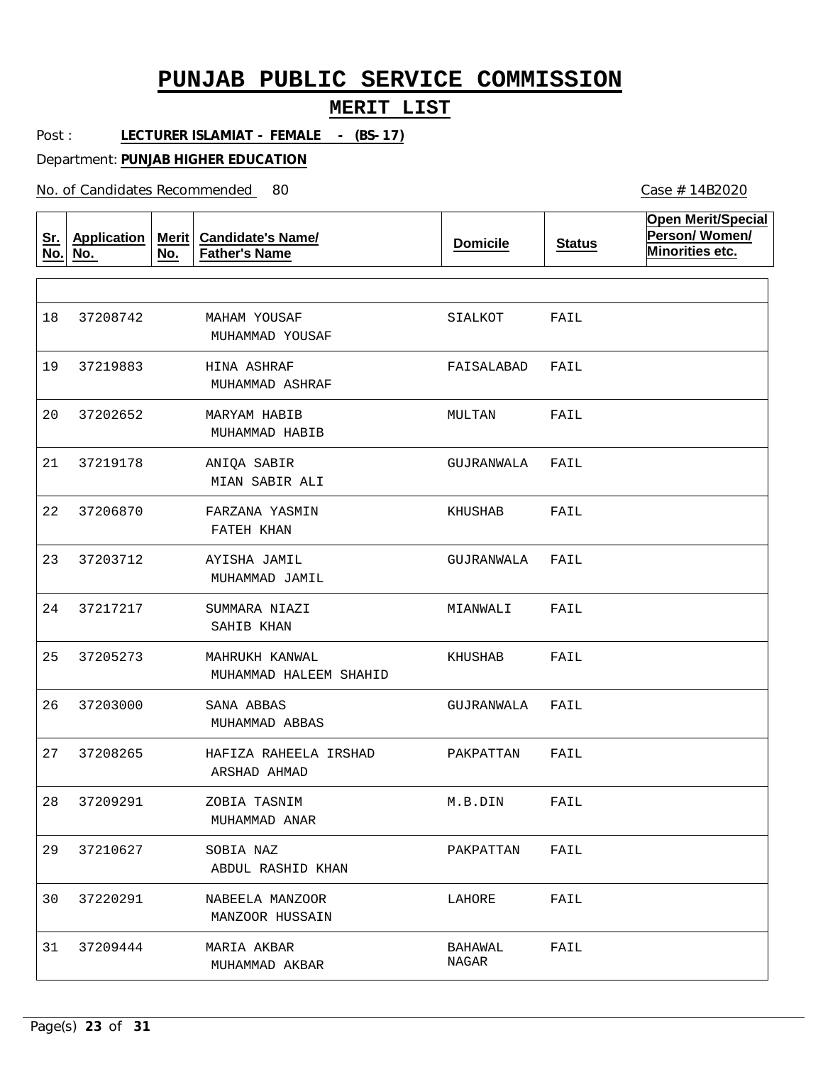# PUNJAB PUBLIC SERVICE COMMISSION

## MERIT LIST

Post : **LECTURER ISLAMIAT - FEMALE - (BS-17)**

Department: **PUNJAB HIGHER EDUCATION**

No. of Candidates Recommended 80

Case # 14B2020

| Sr. No. | Application No. | Merit No. | Candidate's Name/ Father's Name | Domicile | Status | Open Merit/Special Person/ Women/ Minorities etc. |
|---|---|---|---|---|---|---|
| 18 | 37208742 | | MAHAM YOUSAF<br>MUHAMMAD YOUSAF | SIALKOT | FAIL | |
| 19 | 37219883 | | HINA ASHRAF<br>MUHAMMAD ASHRAF | FAISALABAD | FAIL | |
| 20 | 37202652 | | MARYAM HABIB<br>MUHAMMAD HABIB | MULTAN | FAIL | |
| 21 | 37219178 | | ANIQA SABIR<br>MIAN SABIR ALI | GUJRANWALA | FAIL | |
| 22 | 37206870 | | FARZANA YASMIN<br>FATEH KHAN | KHUSHAB | FAIL | |
| 23 | 37203712 | | AYISHA JAMIL<br>MUHAMMAD JAMIL | GUJRANWALA | FAIL | |
| 24 | 37217217 | | SUMMARA NIAZI<br>SAHIB KHAN | MIANWALI | FAIL | |
| 25 | 37205273 | | MAHRUKH KANWAL<br>MUHAMMAD HALEEM SHAHID | KHUSHAB | FAIL | |
| 26 | 37203000 | | SANA ABBAS<br>MUHAMMAD ABBAS | GUJRANWALA | FAIL | |
| 27 | 37208265 | | HAFIZA RAHEELA IRSHAD<br>ARSHAD AHMAD | PAKPATTAN | FAIL | |
| 28 | 37209291 | | ZOBIA TASNIM<br>MUHAMMAD ANAR | M.B.DIN | FAIL | |
| 29 | 37210627 | | SOBIA NAZ<br>ABDUL RASHID KHAN | PAKPATTAN | FAIL | |
| 30 | 37220291 | | NABEELA MANZOOR<br>MANZOOR HUSSAIN | LAHORE | FAIL | |
| 31 | 37209444 | | MARIA AKBAR<br>MUHAMMAD AKBAR | BAHAWAL NAGAR | FAIL | |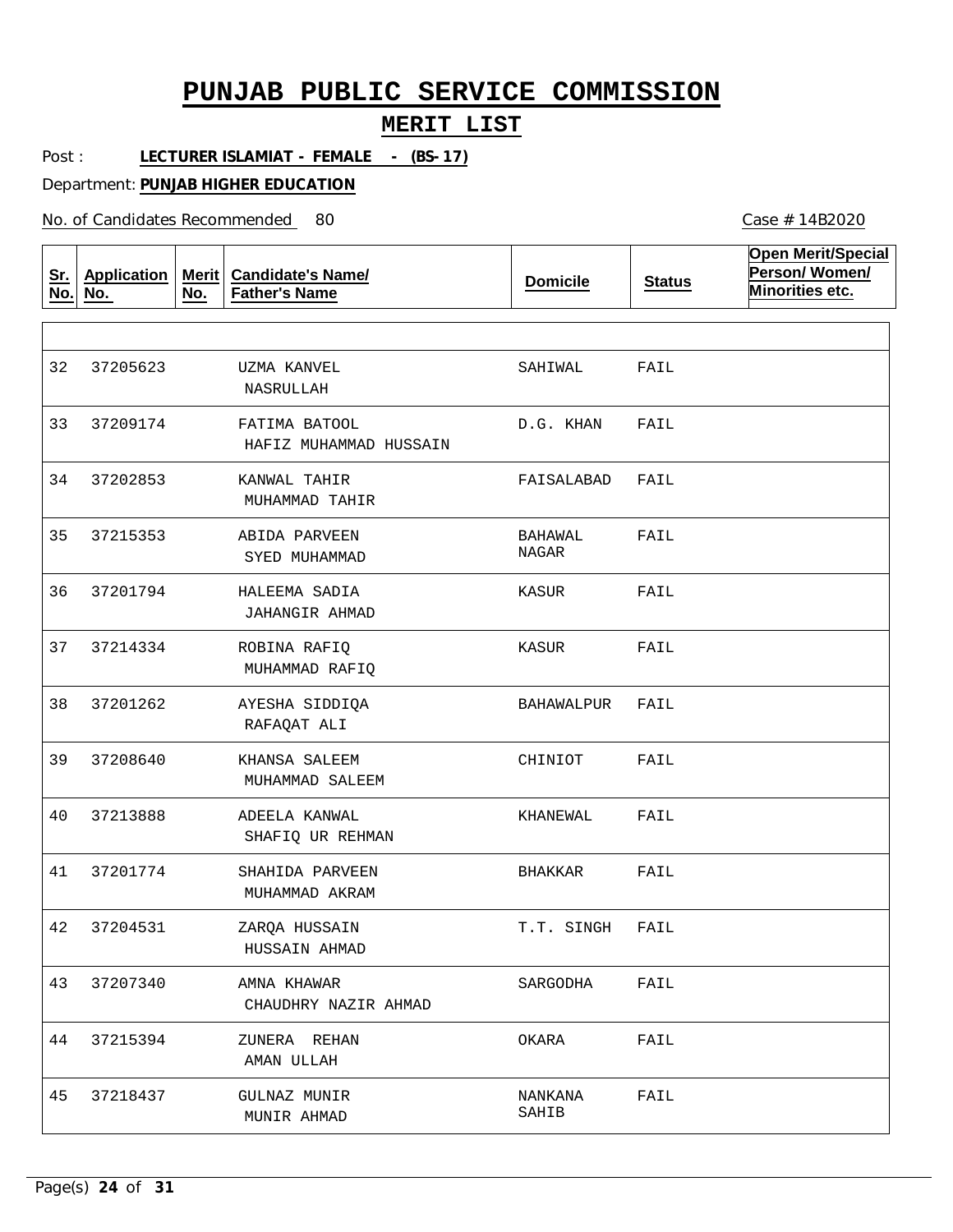# PUNJAB PUBLIC SERVICE COMMISSION

## MERIT LIST

Post : **LECTURER ISLAMIAT - FEMALE - (BS-17)**

Department: **PUNJAB HIGHER EDUCATION**

No. of Candidates Recommended 80

Case # 14B2020

| Sr. No. | Application No. | Merit No. | Candidate's Name/ Father's Name | Domicile | Status | Open Merit/Special Person/ Women/ Minorities etc. |
|---|---|---|---|---|---|---|
| 32 | 37205623 | | UZMA KANVEL<br>NASRULLAH | SAHIWAL | FAIL | |
| 33 | 37209174 | | FATIMA BATOOL<br>HAFIZ MUHAMMAD HUSSAIN | D.G. KHAN | FAIL | |
| 34 | 37202853 | | KANWAL TAHIR<br>MUHAMMAD TAHIR | FAISALABAD | FAIL | |
| 35 | 37215353 | | ABIDA PARVEEN<br>SYED MUHAMMAD | BAHAWAL NAGAR | FAIL | |
| 36 | 37201794 | | HALEEMA SADIA<br>JAHANGIR AHMAD | KASUR | FAIL | |
| 37 | 37214334 | | ROBINA RAFIQ<br>MUHAMMAD RAFIQ | KASUR | FAIL | |
| 38 | 37201262 | | AYESHA SIDDIQA<br>RAFAQAT ALI | BAHAWALPUR | FAIL | |
| 39 | 37208640 | | KHANSA SALEEM<br>MUHAMMAD SALEEM | CHINIOT | FAIL | |
| 40 | 37213888 | | ADEELA KANWAL<br>SHAFIQ UR REHMAN | KHANEWAL | FAIL | |
| 41 | 37201774 | | SHAHIDA PARVEEN<br>MUHAMMAD AKRAM | BHAKKAR | FAIL | |
| 42 | 37204531 | | ZARQA HUSSAIN<br>HUSSAIN AHMAD | T.T. SINGH | FAIL | |
| 43 | 37207340 | | AMNA KHAWAR<br>CHAUDHRY NAZIR AHMAD | SARGODHA | FAIL | |
| 44 | 37215394 | | ZUNERA REHAN<br>AMAN ULLAH | OKARA | FAIL | |
| 45 | 37218437 | | GULNAZ MUNIR<br>MUNIR AHMAD | NANKANA SAHIB | FAIL | |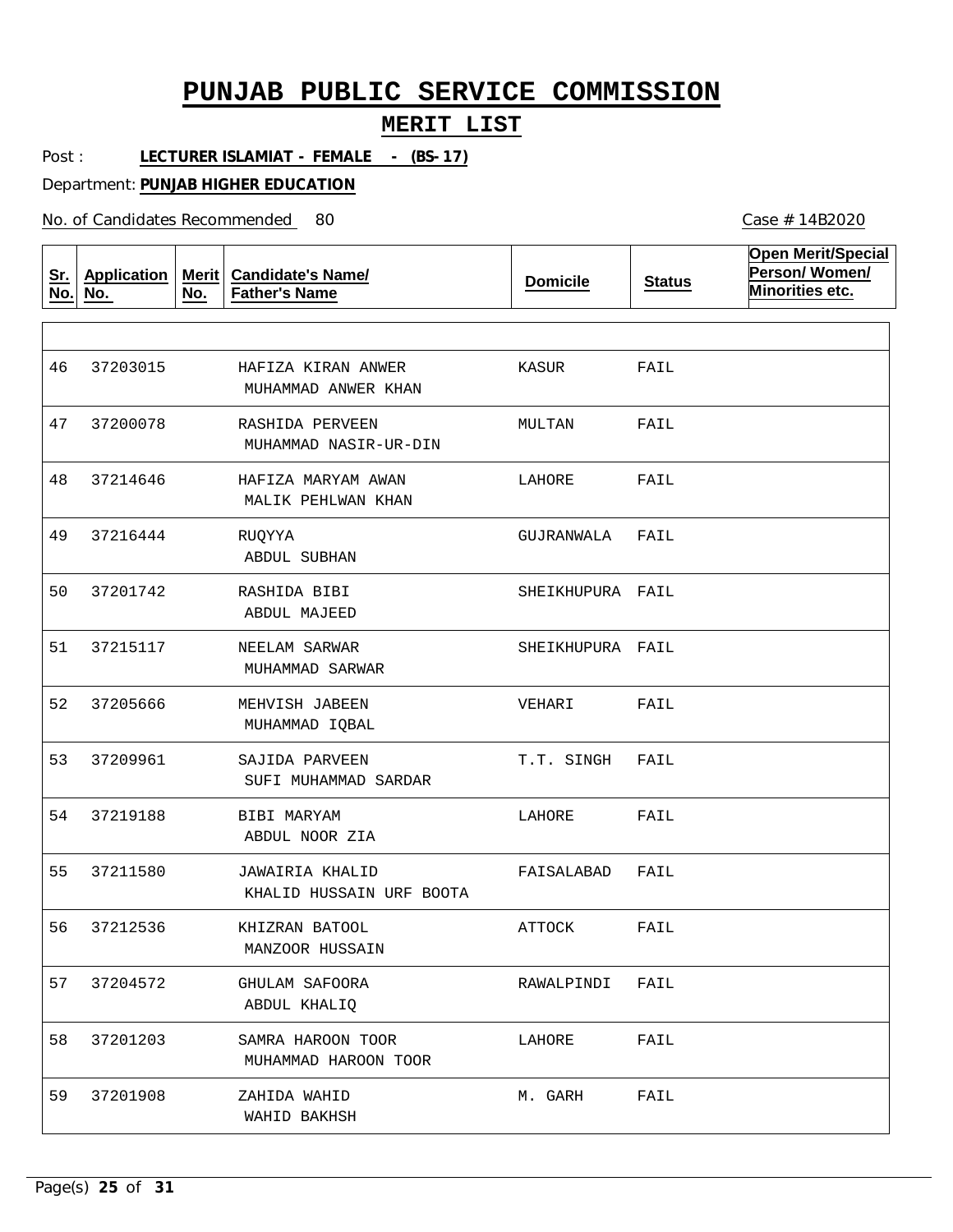# PUNJAB PUBLIC SERVICE COMMISSION

## MERIT LIST

Post : **LECTURER ISLAMIAT - FEMALE - (BS-17)**

Department: **PUNJAB HIGHER EDUCATION**

No. of Candidates Recommended 80

Case # 14B2020

| Sr. No. | Application No. | Merit No. | Candidate's Name/ Father's Name | Domicile | Status | Open Merit/Special Person/ Women/ Minorities etc. |
|---|---|---|---|---|---|---|
| 46 | 37203015 | | HAFIZA KIRAN ANWER<br>MUHAMMAD ANWER KHAN | KASUR | FAIL | |
| 47 | 37200078 | | RASHIDA PERVEEN<br>MUHAMMAD NASIR-UR-DIN | MULTAN | FAIL | |
| 48 | 37214646 | | HAFIZA MARYAM AWAN<br>MALIK PEHLWAN KHAN | LAHORE | FAIL | |
| 49 | 37216444 | | RUQYYA<br>ABDUL SUBHAN | GUJRANWALA | FAIL | |
| 50 | 37201742 | | RASHIDA BIBI<br>ABDUL MAJEED | SHEIKHUPURA | FAIL | |
| 51 | 37215117 | | NEELAM SARWAR<br>MUHAMMAD SARWAR | SHEIKHUPURA | FAIL | |
| 52 | 37205666 | | MEHVISH JABEEN<br>MUHAMMAD IQBAL | VEHARI | FAIL | |
| 53 | 37209961 | | SAJIDA PARVEEN<br>SUFI MUHAMMAD SARDAR | T.T. SINGH | FAIL | |
| 54 | 37219188 | | BIBI MARYAM<br>ABDUL NOOR ZIA | LAHORE | FAIL | |
| 55 | 37211580 | | JAWAIRIA KHALID<br>KHALID HUSSAIN URF BOOTA | FAISALABAD | FAIL | |
| 56 | 37212536 | | KHIZRAN BATOOL<br>MANZOOR HUSSAIN | ATTOCK | FAIL | |
| 57 | 37204572 | | GHULAM SAFOORA<br>ABDUL KHALIQ | RAWALPINDI | FAIL | |
| 58 | 37201203 | | SAMRA HAROON TOOR<br>MUHAMMAD HAROON TOOR | LAHORE | FAIL | |
| 59 | 37201908 | | ZAHIDA WAHID<br>WAHID BAKHSH | M. GARH | FAIL | |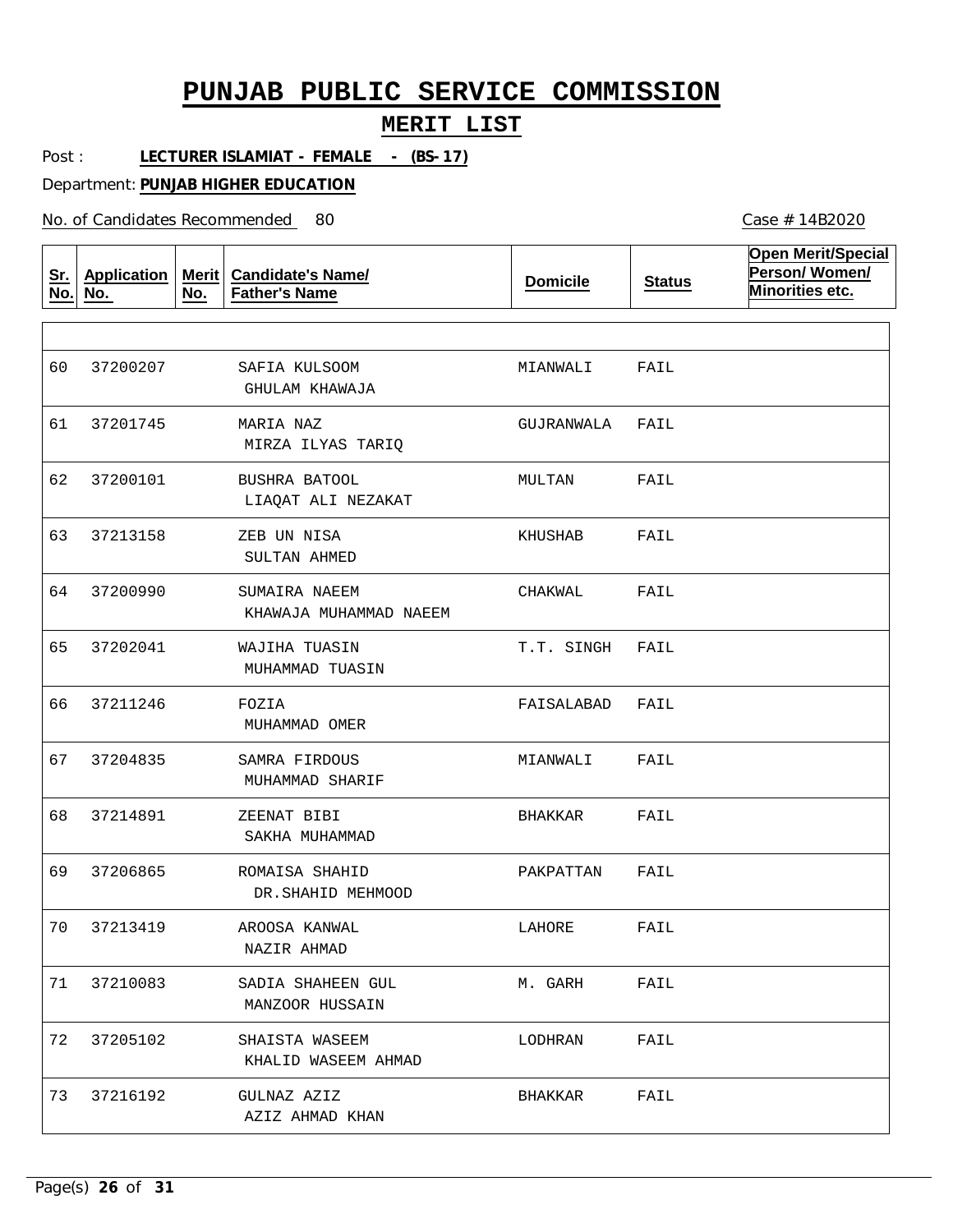# PUNJAB PUBLIC SERVICE COMMISSION

## MERIT LIST

Post : **LECTURER ISLAMIAT - FEMALE - (BS-17)**

Department: **PUNJAB HIGHER EDUCATION**

No. of Candidates Recommended 80

Case # 14B2020

| Sr. No. | Application No. | Merit No. | Candidate's Name/ Father's Name | Domicile | Status | Open Merit/Special Person/ Women/ Minorities etc. |
|---|---|---|---|---|---|---|
| 60 | 37200207 | | SAFIA KULSOOM<br>GHULAM KHAWAJA | MIANWALI | FAIL | |
| 61 | 37201745 | | MARIA NAZ<br>MIRZA ILYAS TARIQ | GUJRANWALA | FAIL | |
| 62 | 37200101 | | BUSHRA BATOOL<br>LIAQAT ALI NEZAKAT | MULTAN | FAIL | |
| 63 | 37213158 | | ZEB UN NISA<br>SULTAN AHMED | KHUSHAB | FAIL | |
| 64 | 37200990 | | SUMAIRA NAEEM<br>KHAWAJA MUHAMMAD NAEEM | CHAKWAL | FAIL | |
| 65 | 37202041 | | WAJIHA TUASIN<br>MUHAMMAD TUASIN | T.T. SINGH | FAIL | |
| 66 | 37211246 | | FOZIA<br>MUHAMMAD OMER | FAISALABAD | FAIL | |
| 67 | 37204835 | | SAMRA FIRDOUS<br>MUHAMMAD SHARIF | MIANWALI | FAIL | |
| 68 | 37214891 | | ZEENAT BIBI<br>SAKHA MUHAMMAD | BHAKKAR | FAIL | |
| 69 | 37206865 | | ROMAISA SHAHID<br>DR.SHAHID MEHMOOD | PAKPATTAN | FAIL | |
| 70 | 37213419 | | AROOSA KANWAL<br>NAZIR AHMAD | LAHORE | FAIL | |
| 71 | 37210083 | | SADIA SHAHEEN GUL<br>MANZOOR HUSSAIN | M. GARH | FAIL | |
| 72 | 37205102 | | SHAISTA WASEEM<br>KHALID WASEEM AHMAD | LODHRAN | FAIL | |
| 73 | 37216192 | | GULNAZ AZIZ<br>AZIZ AHMAD KHAN | BHAKKAR | FAIL | |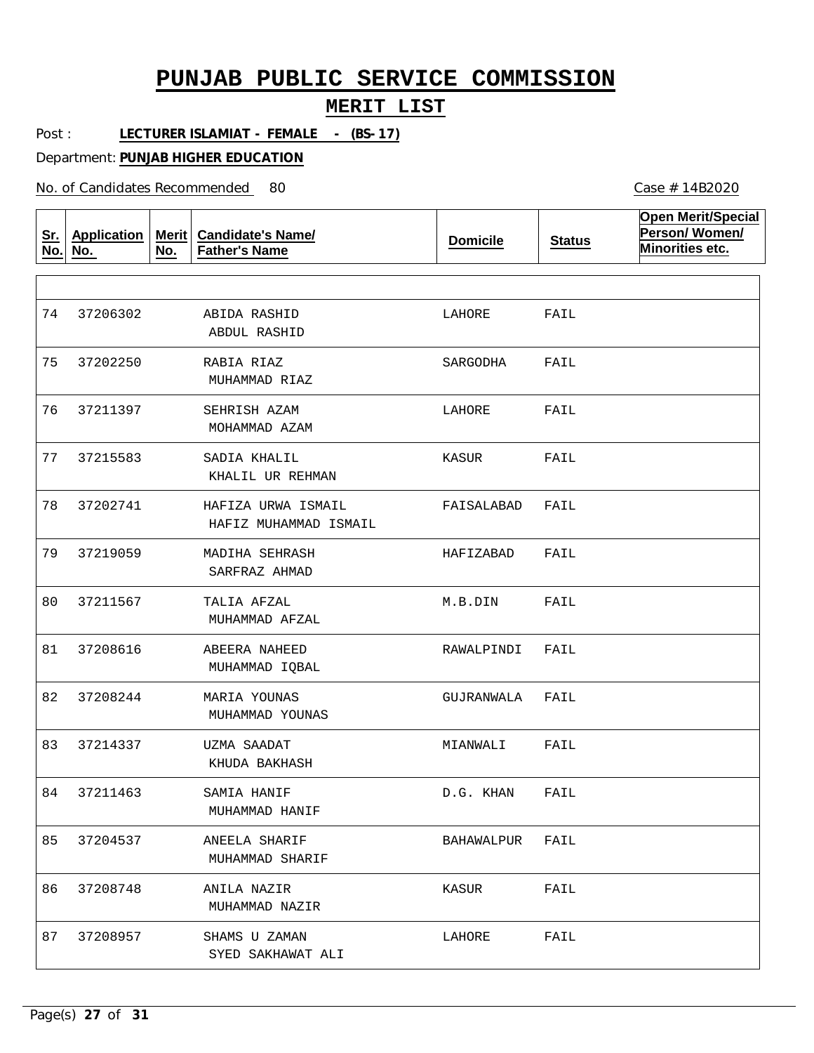# PUNJAB PUBLIC SERVICE COMMISSION

## MERIT LIST

Post : **LECTURER ISLAMIAT - FEMALE - (BS-17)**

Department: **PUNJAB HIGHER EDUCATION**

No. of Candidates Recommended 80

Case # 14B2020

| Sr. No. | Application No. | Merit No. | Candidate's Name/ Father's Name | Domicile | Status | Open Merit/Special Person/ Women/ Minorities etc. |
|---|---|---|---|---|---|---|
| 74 | 37206302 | | ABIDA RASHID<br>ABDUL RASHID | LAHORE | FAIL | |
| 75 | 37202250 | | RABIA RIAZ<br>MUHAMMAD RIAZ | SARGODHA | FAIL | |
| 76 | 37211397 | | SEHRISH AZAM<br>MOHAMMAD AZAM | LAHORE | FAIL | |
| 77 | 37215583 | | SADIA KHALIL<br>KHALIL UR REHMAN | KASUR | FAIL | |
| 78 | 37202741 | | HAFIZA URWA ISMAIL<br>HAFIZ MUHAMMAD ISMAIL | FAISALABAD | FAIL | |
| 79 | 37219059 | | MADIHA SEHRASH<br>SARFRAZ AHMAD | HAFIZABAD | FAIL | |
| 80 | 37211567 | | TALIA AFZAL<br>MUHAMMAD AFZAL | M.B.DIN | FAIL | |
| 81 | 37208616 | | ABEERA NAHEED<br>MUHAMMAD IQBAL | RAWALPINDI | FAIL | |
| 82 | 37208244 | | MARIA YOUNAS<br>MUHAMMAD YOUNAS | GUJRANWALA | FAIL | |
| 83 | 37214337 | | UZMA SAADAT<br>KHUDA BAKHASH | MIANWALI | FAIL | |
| 84 | 37211463 | | SAMIA HANIF<br>MUHAMMAD HANIF | D.G. KHAN | FAIL | |
| 85 | 37204537 | | ANEELA SHARIF<br>MUHAMMAD SHARIF | BAHAWALPUR | FAIL | |
| 86 | 37208748 | | ANILA NAZIR<br>MUHAMMAD NAZIR | KASUR | FAIL | |
| 87 | 37208957 | | SHAMS U ZAMAN<br>SYED SAKHAWAT ALI | LAHORE | FAIL | |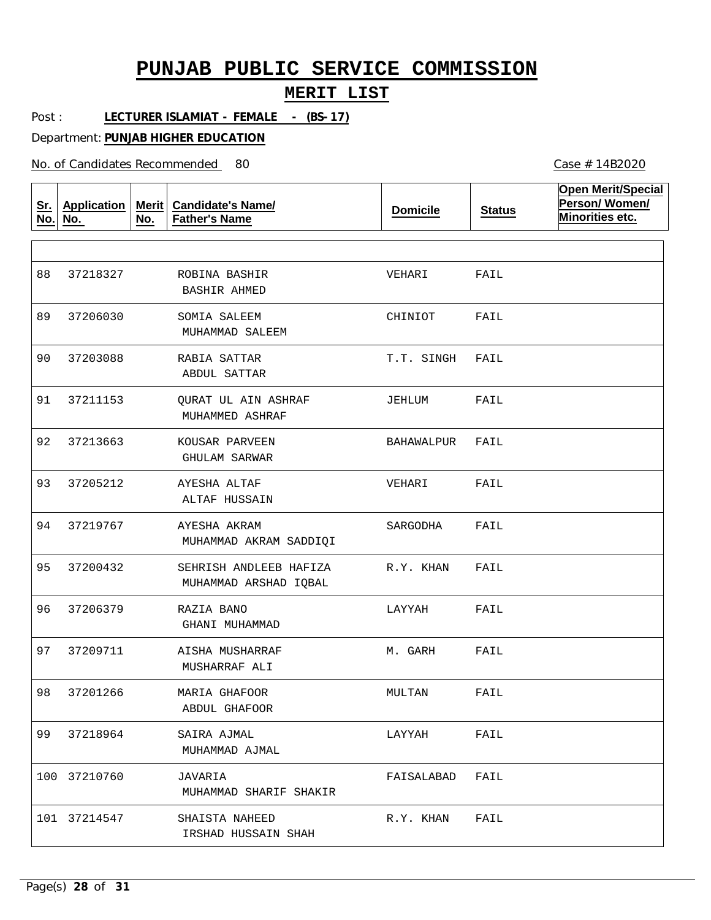# PUNJAB PUBLIC SERVICE COMMISSION

## MERIT LIST

Post : **LECTURER ISLAMIAT - FEMALE - (BS-17)**

Department: **PUNJAB HIGHER EDUCATION**

No. of Candidates Recommended 80

Case # 14B2020

| Sr. No. | Application No. | Merit No. | Candidate's Name/ Father's Name | Domicile | Status | Open Merit/Special Person/ Women/ Minorities etc. |
|---|---|---|---|---|---|---|
| 88 | 37218327 | | ROBINA BASHIR<br>BASHIR AHMED | VEHARI | FAIL | |
| 89 | 37206030 | | SOMIA SALEEM<br>MUHAMMAD SALEEM | CHINIOT | FAIL | |
| 90 | 37203088 | | RABIA SATTAR<br>ABDUL SATTAR | T.T. SINGH | FAIL | |
| 91 | 37211153 | | QURAT UL AIN ASHRAF<br>MUHAMMED ASHRAF | JEHLUM | FAIL | |
| 92 | 37213663 | | KOUSAR PARVEEN<br>GHULAM SARWAR | BAHAWALPUR | FAIL | |
| 93 | 37205212 | | AYESHA ALTAF<br>ALTAF HUSSAIN | VEHARI | FAIL | |
| 94 | 37219767 | | AYESHA AKRAM<br>MUHAMMAD AKRAM SADDIQI | SARGODHA | FAIL | |
| 95 | 37200432 | | SEHRISH ANDLEEB HAFIZA<br>MUHAMMAD ARSHAD IQBAL | R.Y. KHAN | FAIL | |
| 96 | 37206379 | | RAZIA BANO<br>GHANI MUHAMMAD | LAYYAH | FAIL | |
| 97 | 37209711 | | AISHA MUSHARRAF<br>MUSHARRAF ALI | M. GARH | FAIL | |
| 98 | 37201266 | | MARIA GHAFOOR<br>ABDUL GHAFOOR | MULTAN | FAIL | |
| 99 | 37218964 | | SAIRA AJMAL<br>MUHAMMAD AJMAL | LAYYAH | FAIL | |
| 100 | 37210760 | | JAVARIA<br>MUHAMMAD SHARIF SHAKIR | FAISALABAD | FAIL | |
| 101 | 37214547 | | SHAISTA NAHEED<br>IRSHAD HUSSAIN SHAH | R.Y. KHAN | FAIL | |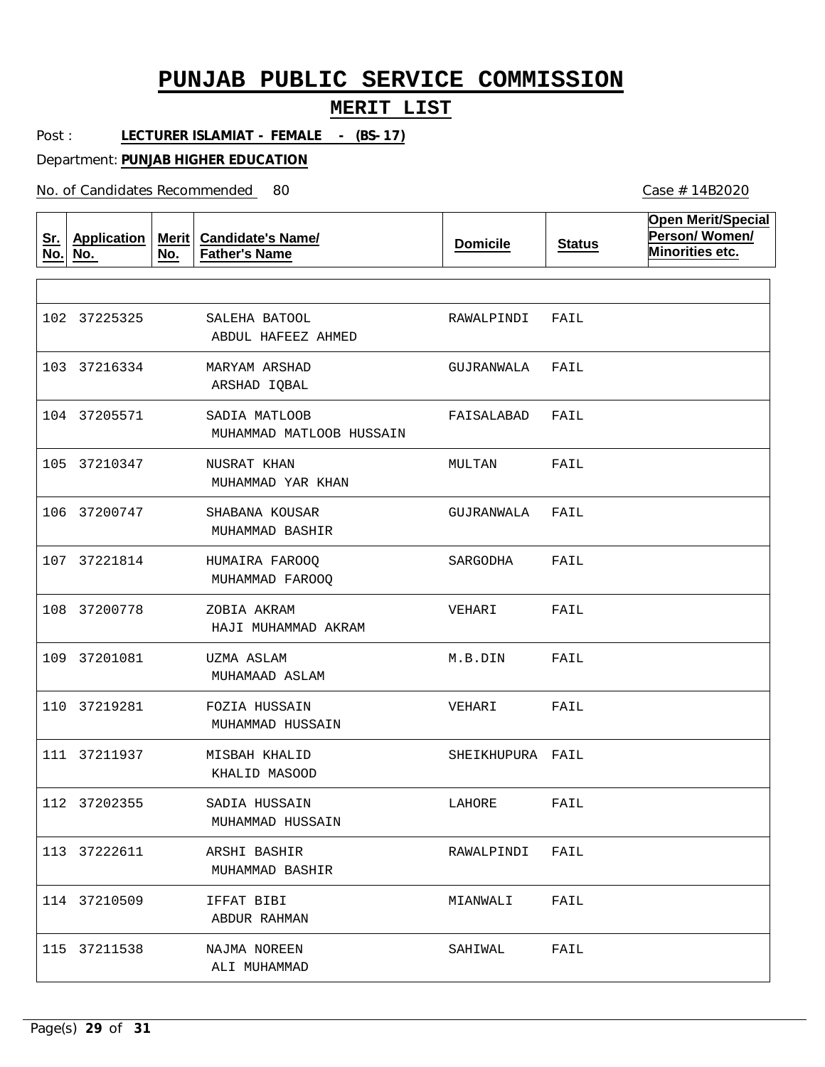# PUNJAB PUBLIC SERVICE COMMISSION

## MERIT LIST

Post : **LECTURER ISLAMIAT - FEMALE - (BS-17)**

Department: **PUNJAB HIGHER EDUCATION**

No. of Candidates Recommended 80

Case # 14B2020

| Sr. No. | Application No. | Merit No. | Candidate's Name/ Father's Name | Domicile | Status | Open Merit/Special Person/ Women/ Minorities etc. |
|---|---|---|---|---|---|---|
| 102 | 37225325 | | SALEHA BATOOL<br>ABDUL HAFEEZ AHMED | RAWALPINDI | FAIL | |
| 103 | 37216334 | | MARYAM ARSHAD<br>ARSHAD IQBAL | GUJRANWALA | FAIL | |
| 104 | 37205571 | | SADIA MATLOOB<br>MUHAMMAD MATLOOB HUSSAIN | FAISALABAD | FAIL | |
| 105 | 37210347 | | NUSRAT KHAN<br>MUHAMMAD YAR KHAN | MULTAN | FAIL | |
| 106 | 37200747 | | SHABANA KOUSAR<br>MUHAMMAD BASHIR | GUJRANWALA | FAIL | |
| 107 | 37221814 | | HUMAIRA FAROOQ<br>MUHAMMAD FAROOQ | SARGODHA | FAIL | |
| 108 | 37200778 | | ZOBIA AKRAM<br>HAJI MUHAMMAD AKRAM | VEHARI | FAIL | |
| 109 | 37201081 | | UZMA ASLAM<br>MUHAMAAD ASLAM | M.B.DIN | FAIL | |
| 110 | 37219281 | | FOZIA HUSSAIN<br>MUHAMMAD HUSSAIN | VEHARI | FAIL | |
| 111 | 37211937 | | MISBAH KHALID<br>KHALID MASOOD | SHEIKHUPURA | FAIL | |
| 112 | 37202355 | | SADIA HUSSAIN<br>MUHAMMAD HUSSAIN | LAHORE | FAIL | |
| 113 | 37222611 | | ARSHI BASHIR<br>MUHAMMAD BASHIR | RAWALPINDI | FAIL | |
| 114 | 37210509 | | IFFAT BIBI<br>ABDUR RAHMAN | MIANWALI | FAIL | |
| 115 | 37211538 | | NAJMA NOREEN<br>ALI MUHAMMAD | SAHIWAL | FAIL | |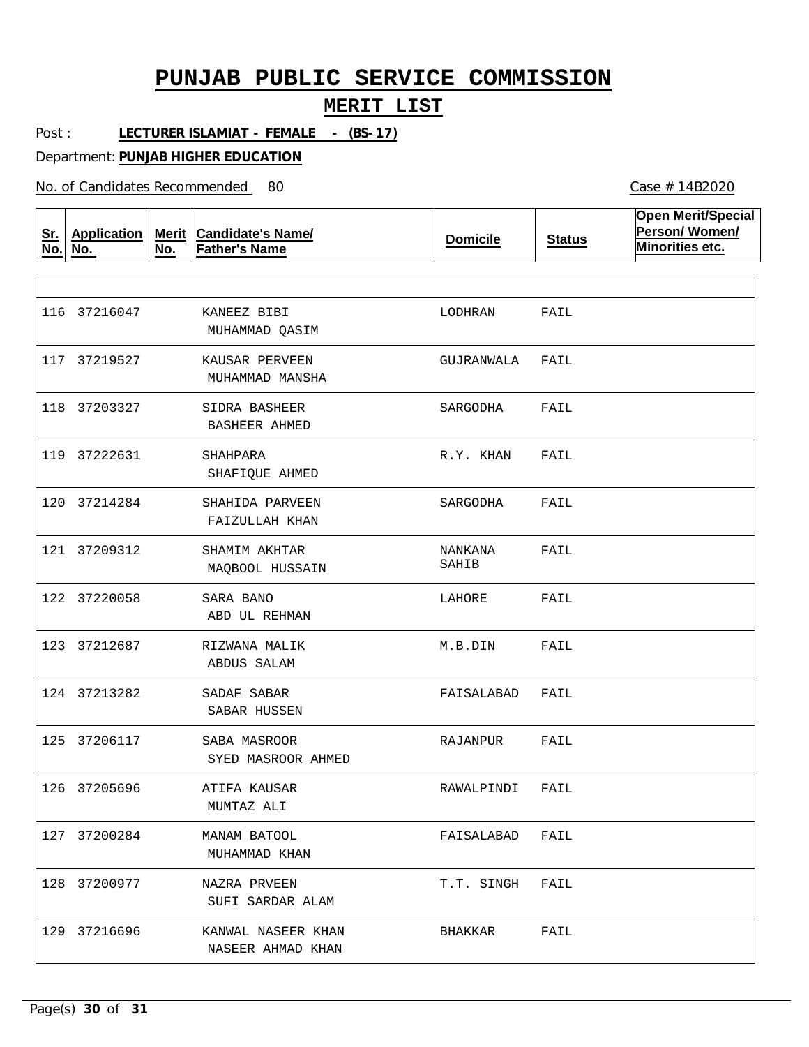# PUNJAB PUBLIC SERVICE COMMISSION

## MERIT LIST

Post : **LECTURER ISLAMIAT - FEMALE - (BS-17)**

Department: **PUNJAB HIGHER EDUCATION**

No. of Candidates Recommended 80

Case # 14B2020

| Sr. No. | Application No. | Merit No. | Candidate's Name/ Father's Name | Domicile | Status | Open Merit/Special Person/ Women/ Minorities etc. |
|---|---|---|---|---|---|---|
| 116 | 37216047 | | KANEEZ BIBI<br>MUHAMMAD QASIM | LODHRAN | FAIL | |
| 117 | 37219527 | | KAUSAR PERVEEN<br>MUHAMMAD MANSHA | GUJRANWALA | FAIL | |
| 118 | 37203327 | | SIDRA BASHEER<br>BASHEER AHMED | SARGODHA | FAIL | |
| 119 | 37222631 | | SHAHPARA<br>SHAFIQUE AHMED | R.Y. KHAN | FAIL | |
| 120 | 37214284 | | SHAHIDA PARVEEN<br>FAIZULLAH KHAN | SARGODHA | FAIL | |
| 121 | 37209312 | | SHAMIM AKHTAR<br>MAQBOOL HUSSAIN | NANKANA SAHIB | FAIL | |
| 122 | 37220058 | | SARA BANO<br>ABD UL REHMAN | LAHORE | FAIL | |
| 123 | 37212687 | | RIZWANA MALIK<br>ABDUS SALAM | M.B.DIN | FAIL | |
| 124 | 37213282 | | SADAF SABAR<br>SABAR HUSSEN | FAISALABAD | FAIL | |
| 125 | 37206117 | | SABA MASROOR<br>SYED MASROOR AHMED | RAJANPUR | FAIL | |
| 126 | 37205696 | | ATIFA KAUSAR<br>MUMTAZ ALI | RAWALPINDI | FAIL | |
| 127 | 37200284 | | MANAM BATOOL<br>MUHAMMAD KHAN | FAISALABAD | FAIL | |
| 128 | 37200977 | | NAZRA PRVEEN<br>SUFI SARDAR ALAM | T.T. SINGH | FAIL | |
| 129 | 37216696 | | KANWAL NASEER KHAN<br>NASEER AHMAD KHAN | BHAKKAR | FAIL | |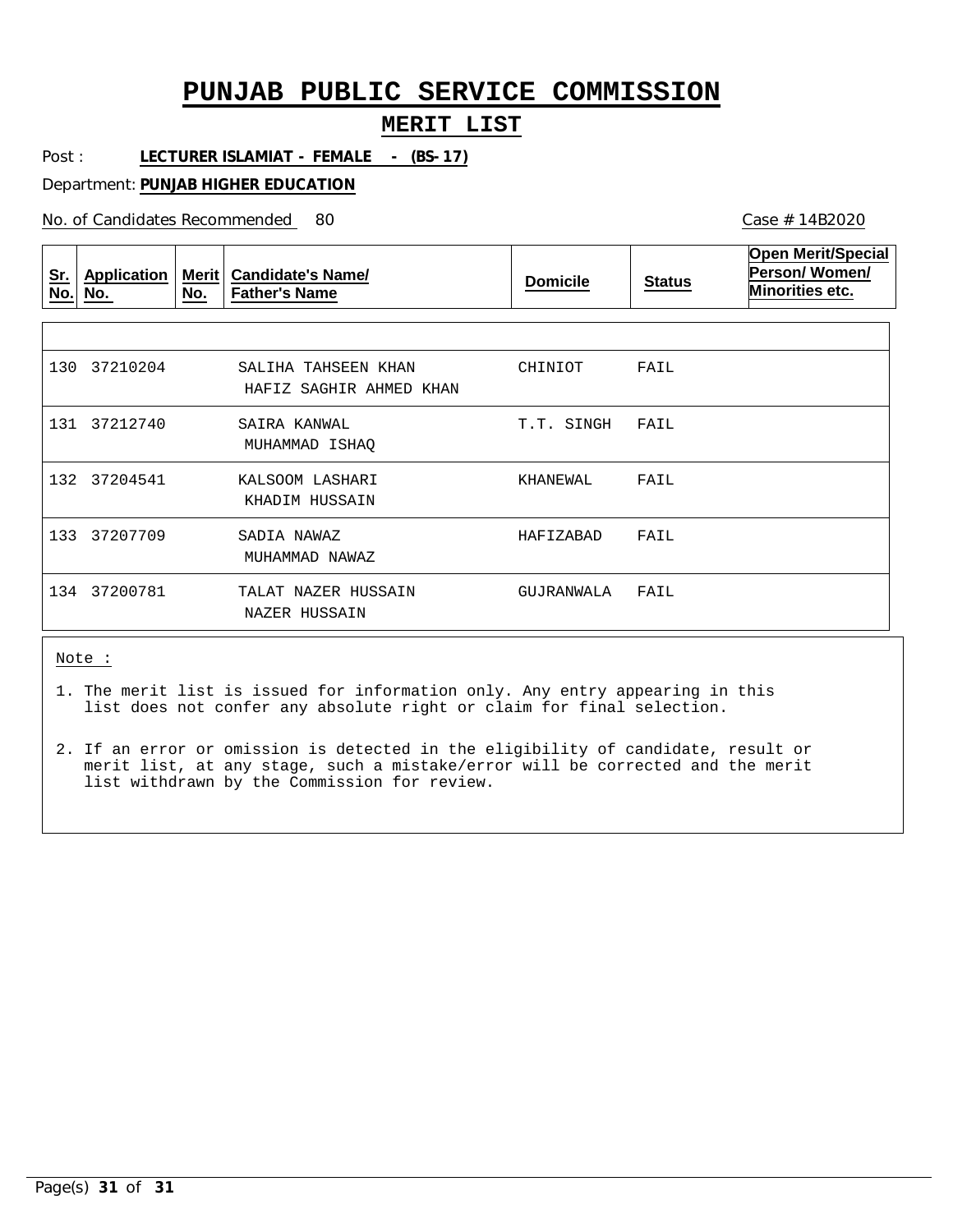# PUNJAB PUBLIC SERVICE COMMISSION

## MERIT LIST

Post : **LECTURER ISLAMIAT - FEMALE - (BS-17)**

Department: **PUNJAB HIGHER EDUCATION**

No. of Candidates Recommended 80

Case # 14B2020

| Sr. No. | Application No. | Merit No. | Candidate's Name/ Father's Name | Domicile | Status | Open Merit/Special Person/ Women/ Minorities etc. |
|---|---|---|---|---|---|---|
| 130 | 37210204 | | SALIHA TAHSEEN KHAN<br>HAFIZ SAGHIR AHMED KHAN | CHINIOT | FAIL | |
| 131 | 37212740 | | SAIRA KANWAL<br>MUHAMMAD ISHAQ | T.T. SINGH | FAIL | |
| 132 | 37204541 | | KALSOOM LASHARI<br>KHADIM HUSSAIN | KHANEWAL | FAIL | |
| 133 | 37207709 | | SADIA NAWAZ<br>MUHAMMAD NAWAZ | HAFIZABAD | FAIL | |
| 134 | 37200781 | | TALAT NAZER HUSSAIN<br>NAZER HUSSAIN | GUJRANWALA | FAIL | |

Note :

1. The merit list is issued for information only. Any entry appearing in this list does not confer any absolute right or claim for final selection.
2. If an error or omission is detected in the eligibility of candidate, result or merit list, at any stage, such a mistake/error will be corrected and the merit list withdrawn by the Commission for review.